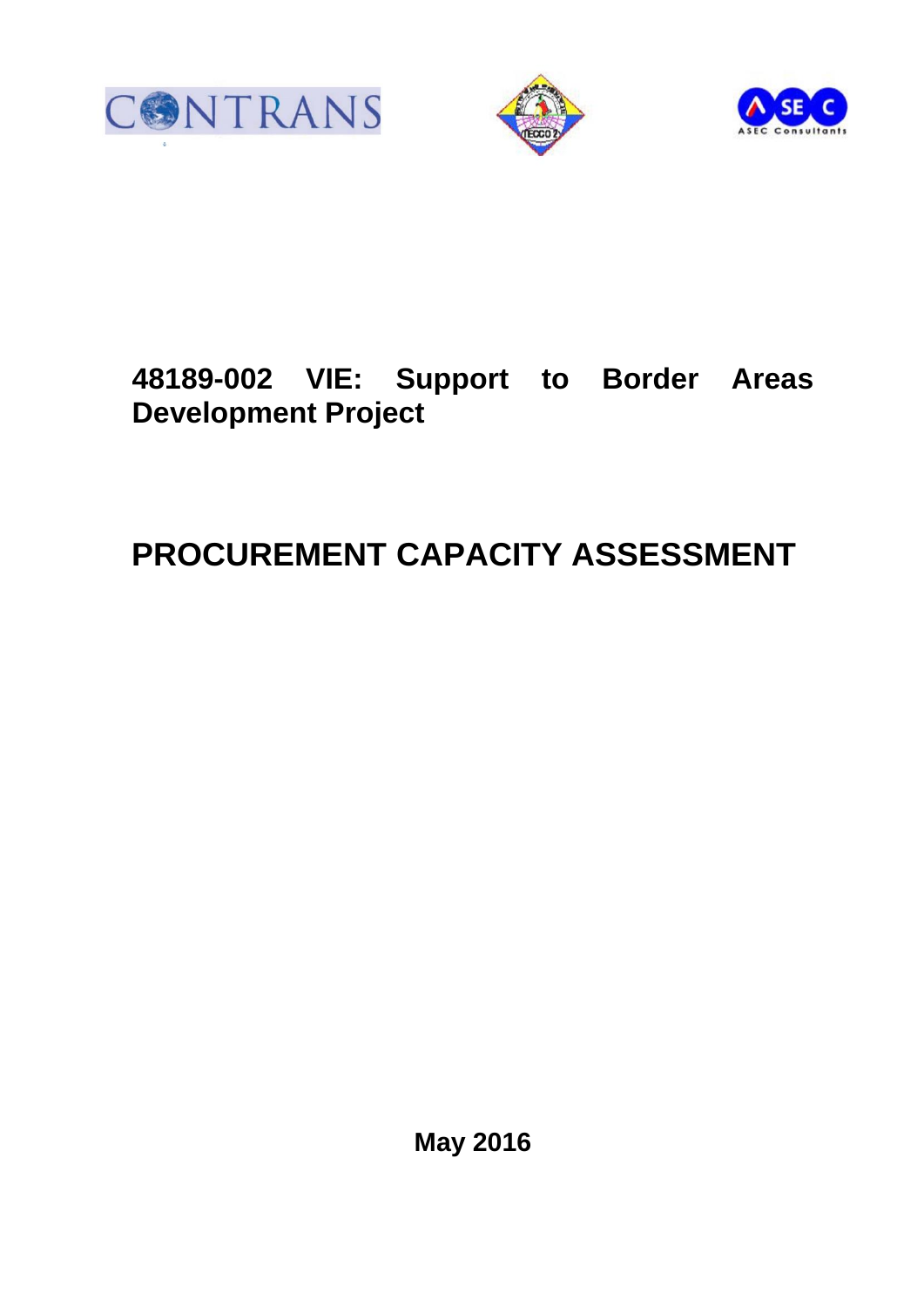# 48189-002 VIE: Support to Border Areas Development Project

# PROCUREMENT CAPACITY ASSESSMENT

**May 2016**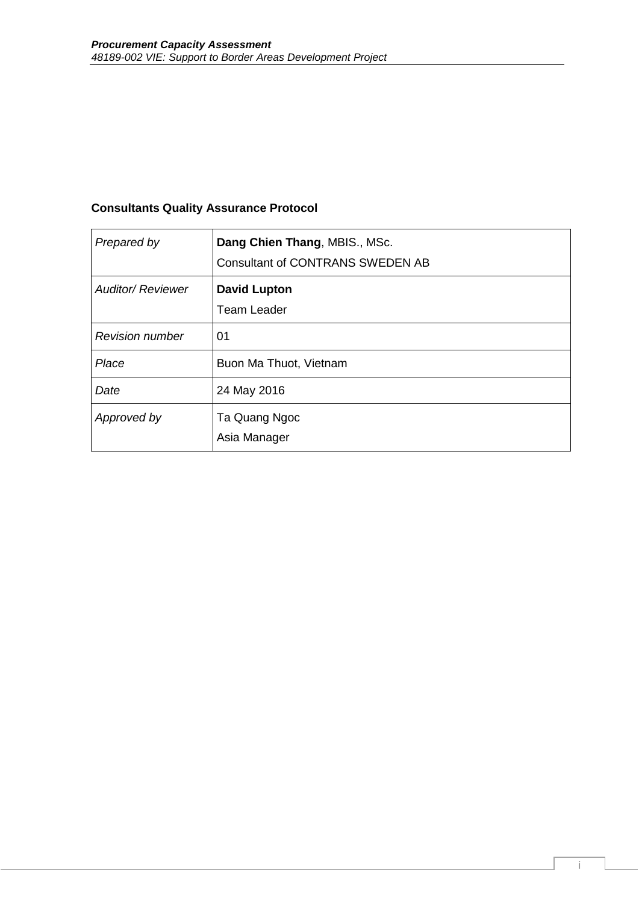**Consultants Quality Assurance Protocol**

| | |
|---|---|
| *Prepared by* | **Dang Chien Thang**, MBIS., MSc.<br>Consultant of CONTRANS SWEDEN AB |
| *Auditor/ Reviewer* | **David Lupton**<br>Team Leader |
| *Revision number* | 01 |
| *Place* | Buon Ma Thuot, Vietnam |
| *Date* | 24 May 2016 |
| *Approved by* | Ta Quang Ngoc<br>Asia Manager |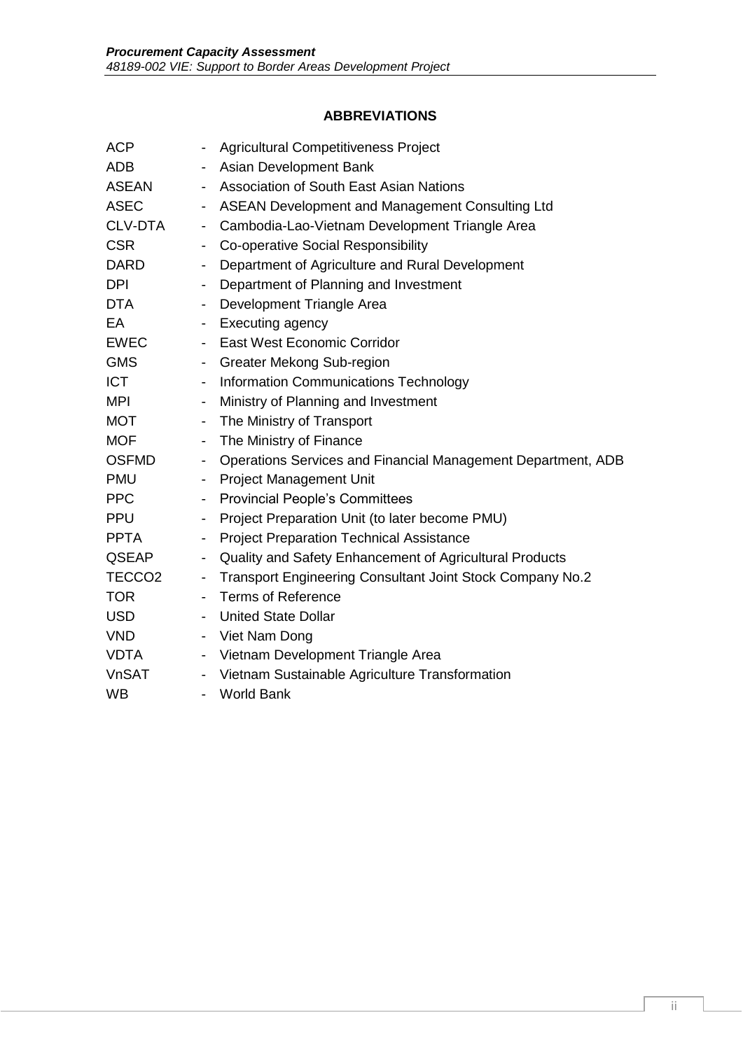## ABBREVIATIONS

| | | |
|---|---|---|
| ACP | - | Agricultural Competitiveness Project |
| ADB | - | Asian Development Bank |
| ASEAN | - | Association of South East Asian Nations |
| ASEC | - | ASEAN Development and Management Consulting Ltd |
| CLV-DTA | - | Cambodia-Lao-Vietnam Development Triangle Area |
| CSR | - | Co-operative Social Responsibility |
| DARD | - | Department of Agriculture and Rural Development |
| DPI | - | Department of Planning and Investment |
| DTA | - | Development Triangle Area |
| EA | - | Executing agency |
| EWEC | - | East West Economic Corridor |
| GMS | - | Greater Mekong Sub-region |
| ICT | - | Information Communications Technology |
| MPI | - | Ministry of Planning and Investment |
| MOT | - | The Ministry of Transport |
| MOF | - | The Ministry of Finance |
| OSFMD | - | Operations Services and Financial Management Department, ADB |
| PMU | - | Project Management Unit |
| PPC | - | Provincial People's Committees |
| PPU | - | Project Preparation Unit (to later become PMU) |
| PPTA | - | Project Preparation Technical Assistance |
| QSEAP | - | Quality and Safety Enhancement of Agricultural Products |
| TECCO2 | - | Transport Engineering Consultant Joint Stock Company No.2 |
| TOR | - | Terms of Reference |
| USD | - | United State Dollar |
| VND | - | Viet Nam Dong |
| VDTA | - | Vietnam Development Triangle Area |
| VnSAT | - | Vietnam Sustainable Agriculture Transformation |
| WB | - | World Bank |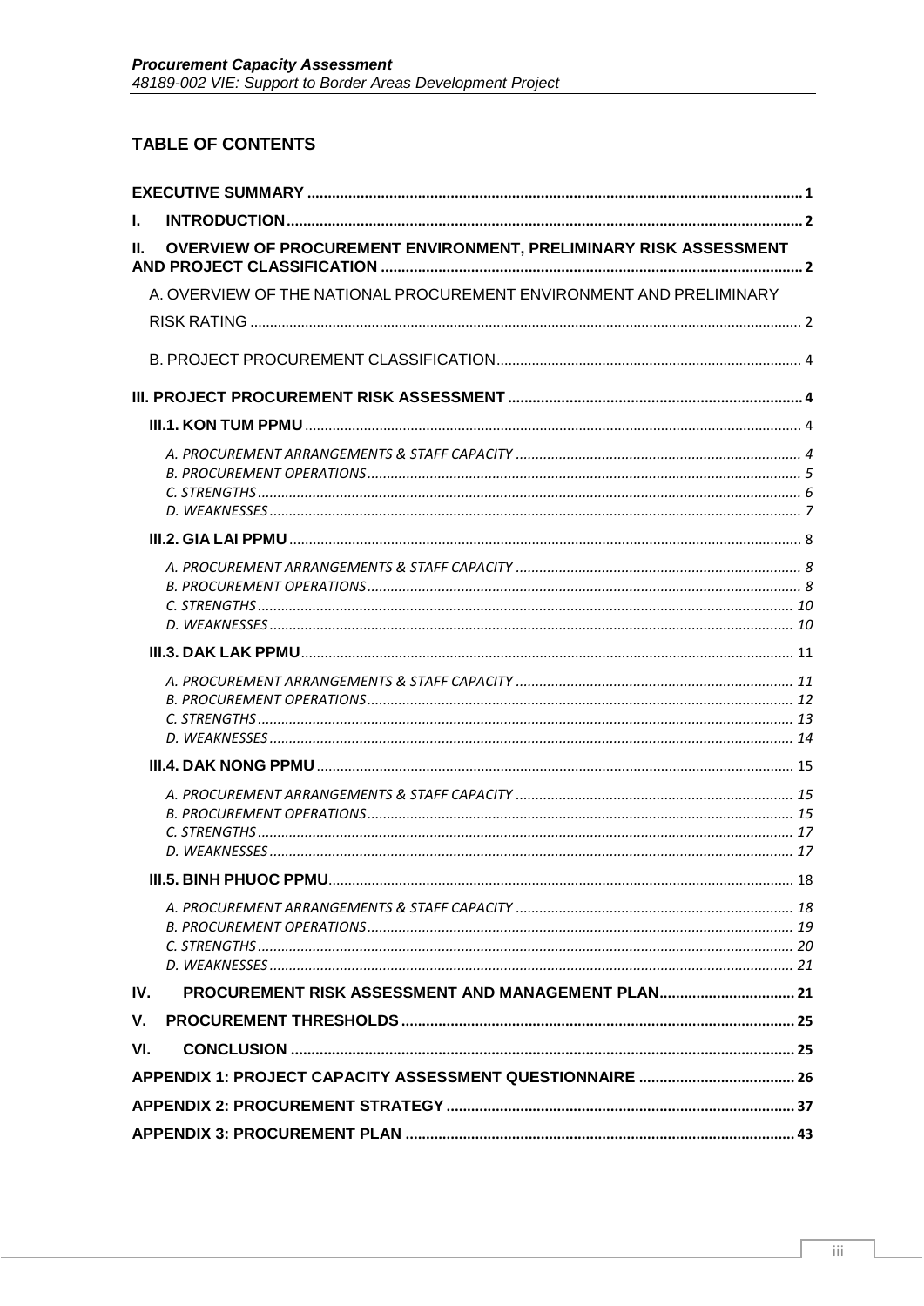## TABLE OF CONTENTS

**EXECUTIVE SUMMARY** ........ 1

**I. INTRODUCTION** ........ 2

**II. OVERVIEW OF PROCUREMENT ENVIRONMENT, PRELIMINARY RISK ASSESSMENT AND PROJECT CLASSIFICATION** ........ 2

- A. OVERVIEW OF THE NATIONAL PROCUREMENT ENVIRONMENT AND PRELIMINARY RISK RATING ........ 2
- B. PROJECT PROCUREMENT CLASSIFICATION ........ 4

**III. PROJECT PROCUREMENT RISK ASSESSMENT** ........ 4

- **III.1. KON TUM PPMU** ........ 4
  - *A. PROCUREMENT ARRANGEMENTS & STAFF CAPACITY* ........ 4
  - *B. PROCUREMENT OPERATIONS* ........ 5
  - *C. STRENGTHS* ........ 6
  - *D. WEAKNESSES* ........ 7
- **III.2. GIA LAI PPMU** ........ 8
  - *A. PROCUREMENT ARRANGEMENTS & STAFF CAPACITY* ........ 8
  - *B. PROCUREMENT OPERATIONS* ........ 8
  - *C. STRENGTHS* ........ 10
  - *D. WEAKNESSES* ........ 10
- **III.3. DAK LAK PPMU** ........ 11
  - *A. PROCUREMENT ARRANGEMENTS & STAFF CAPACITY* ........ 11
  - *B. PROCUREMENT OPERATIONS* ........ 12
  - *C. STRENGTHS* ........ 13
  - *D. WEAKNESSES* ........ 14
- **III.4. DAK NONG PPMU** ........ 15
  - *A. PROCUREMENT ARRANGEMENTS & STAFF CAPACITY* ........ 15
  - *B. PROCUREMENT OPERATIONS* ........ 15
  - *C. STRENGTHS* ........ 17
  - *D. WEAKNESSES* ........ 17
- **III.5. BINH PHUOC PPMU** ........ 18
  - *A. PROCUREMENT ARRANGEMENTS & STAFF CAPACITY* ........ 18
  - *B. PROCUREMENT OPERATIONS* ........ 19
  - *C. STRENGTHS* ........ 20
  - *D. WEAKNESSES* ........ 21

**IV. PROCUREMENT RISK ASSESSMENT AND MANAGEMENT PLAN** ........ 21

**V. PROCUREMENT THRESHOLDS** ........ 25

**VI. CONCLUSION** ........ 25

**APPENDIX 1: PROJECT CAPACITY ASSESSMENT QUESTIONNAIRE** ........ 26

**APPENDIX 2: PROCUREMENT STRATEGY** ........ 37

**APPENDIX 3: PROCUREMENT PLAN** ........ 43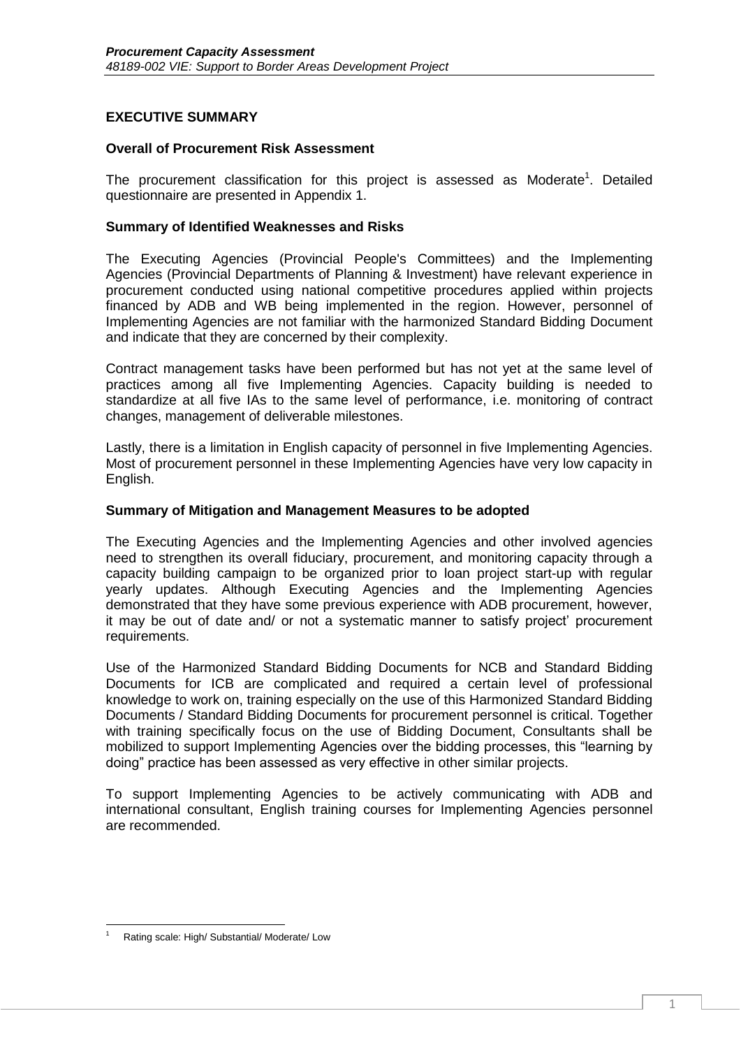## EXECUTIVE SUMMARY

### Overall of Procurement Risk Assessment

The procurement classification for this project is assessed as Moderate[1]. Detailed questionnaire are presented in Appendix 1.

### Summary of Identified Weaknesses and Risks

The Executing Agencies (Provincial People's Committees) and the Implementing Agencies (Provincial Departments of Planning & Investment) have relevant experience in procurement conducted using national competitive procedures applied within projects financed by ADB and WB being implemented in the region. However, personnel of Implementing Agencies are not familiar with the harmonized Standard Bidding Document and indicate that they are concerned by their complexity.

Contract management tasks have been performed but has not yet at the same level of practices among all five Implementing Agencies. Capacity building is needed to standardize at all five IAs to the same level of performance, i.e. monitoring of contract changes, management of deliverable milestones.

Lastly, there is a limitation in English capacity of personnel in five Implementing Agencies. Most of procurement personnel in these Implementing Agencies have very low capacity in English.

### Summary of Mitigation and Management Measures to be adopted

The Executing Agencies and the Implementing Agencies and other involved agencies need to strengthen its overall fiduciary, procurement, and monitoring capacity through a capacity building campaign to be organized prior to loan project start-up with regular yearly updates. Although Executing Agencies and the Implementing Agencies demonstrated that they have some previous experience with ADB procurement, however, it may be out of date and/ or not a systematic manner to satisfy project' procurement requirements.

Use of the Harmonized Standard Bidding Documents for NCB and Standard Bidding Documents for ICB are complicated and required a certain level of professional knowledge to work on, training especially on the use of this Harmonized Standard Bidding Documents / Standard Bidding Documents for procurement personnel is critical. Together with training specifically focus on the use of Bidding Document, Consultants shall be mobilized to support Implementing Agencies over the bidding processes, this "learning by doing" practice has been assessed as very effective in other similar projects.

To support Implementing Agencies to be actively communicating with ADB and international consultant, English training courses for Implementing Agencies personnel are recommended.

---

[1] Rating scale: High/ Substantial/ Moderate/ Low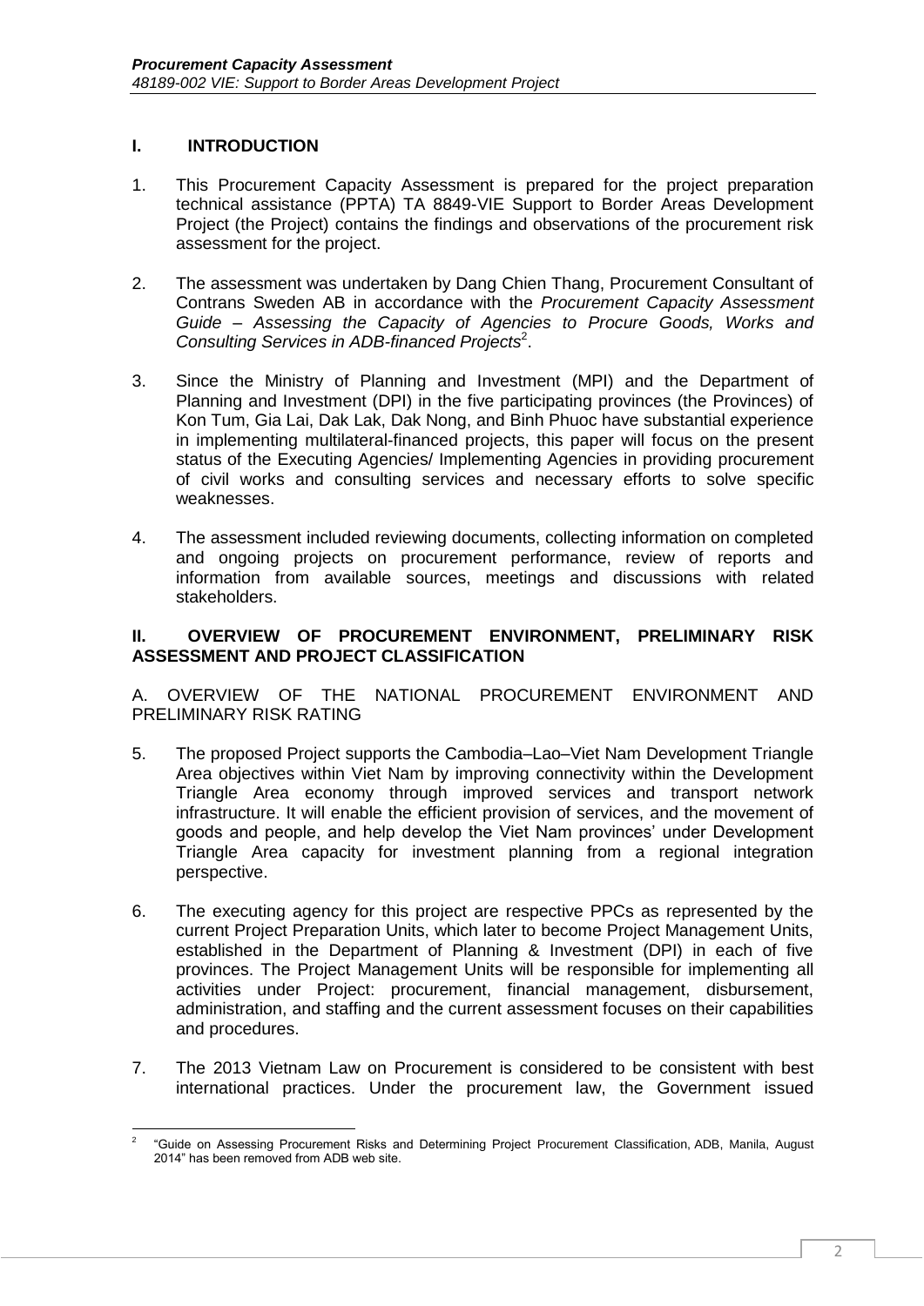## I. INTRODUCTION

1. This Procurement Capacity Assessment is prepared for the project preparation technical assistance (PPTA) TA 8849-VIE Support to Border Areas Development Project (the Project) contains the findings and observations of the procurement risk assessment for the project.

2. The assessment was undertaken by Dang Chien Thang, Procurement Consultant of Contrans Sweden AB in accordance with the *Procurement Capacity Assessment Guide – Assessing the Capacity of Agencies to Procure Goods, Works and Consulting Services in ADB-financed Projects*[2].

3. Since the Ministry of Planning and Investment (MPI) and the Department of Planning and Investment (DPI) in the five participating provinces (the Provinces) of Kon Tum, Gia Lai, Dak Lak, Dak Nong, and Binh Phuoc have substantial experience in implementing multilateral-financed projects, this paper will focus on the present status of the Executing Agencies/ Implementing Agencies in providing procurement of civil works and consulting services and necessary efforts to solve specific weaknesses.

4. The assessment included reviewing documents, collecting information on completed and ongoing projects on procurement performance, review of reports and information from available sources, meetings and discussions with related stakeholders.

## II. OVERVIEW OF PROCUREMENT ENVIRONMENT, PRELIMINARY RISK ASSESSMENT AND PROJECT CLASSIFICATION

### A. OVERVIEW OF THE NATIONAL PROCUREMENT ENVIRONMENT AND PRELIMINARY RISK RATING

5. The proposed Project supports the Cambodia–Lao–Viet Nam Development Triangle Area objectives within Viet Nam by improving connectivity within the Development Triangle Area economy through improved services and transport network infrastructure. It will enable the efficient provision of services, and the movement of goods and people, and help develop the Viet Nam provinces' under Development Triangle Area capacity for investment planning from a regional integration perspective.

6. The executing agency for this project are respective PPCs as represented by the current Project Preparation Units, which later to become Project Management Units, established in the Department of Planning & Investment (DPI) in each of five provinces. The Project Management Units will be responsible for implementing all activities under Project: procurement, financial management, disbursement, administration, and staffing and the current assessment focuses on their capabilities and procedures.

7. The 2013 Vietnam Law on Procurement is considered to be consistent with best international practices. Under the procurement law, the Government issued

---

[2] "Guide on Assessing Procurement Risks and Determining Project Procurement Classification, ADB, Manila, August 2014" has been removed from ADB web site.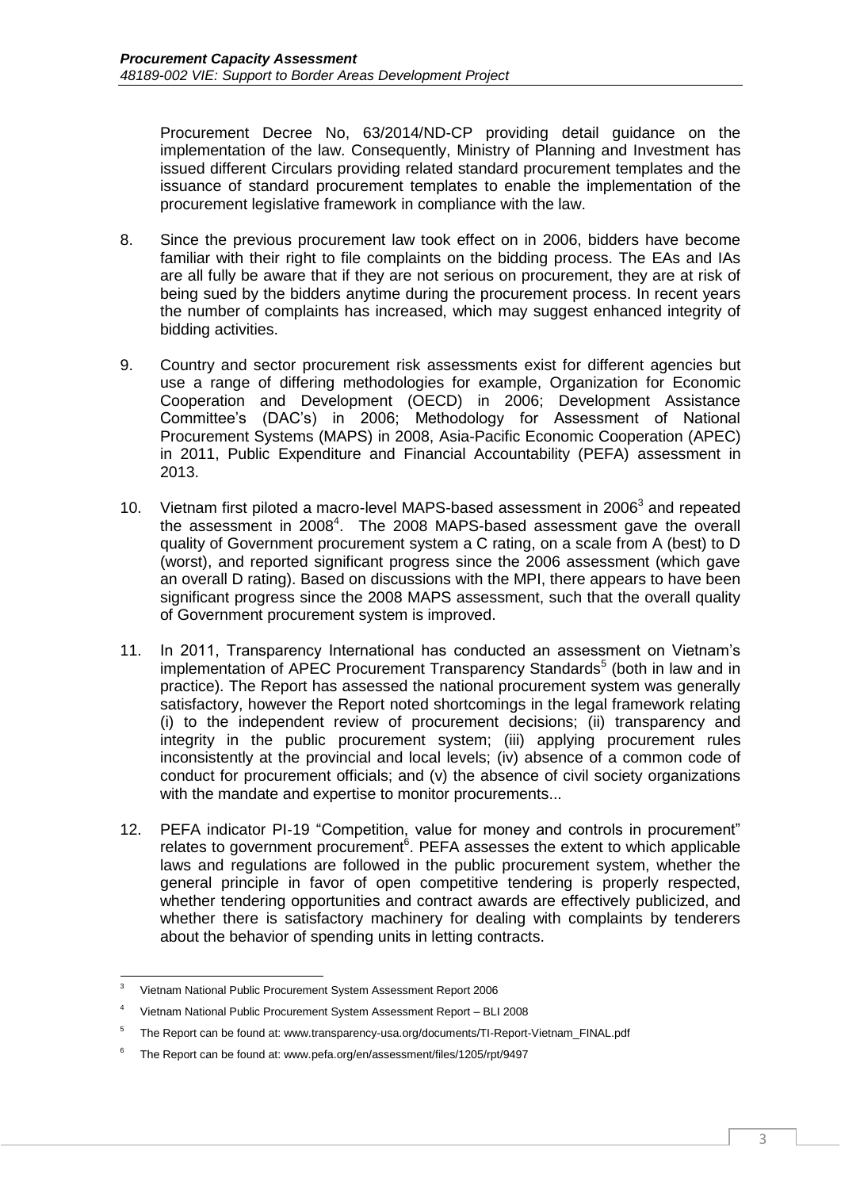Procurement Decree No, 63/2014/ND-CP providing detail guidance on the implementation of the law. Consequently, Ministry of Planning and Investment has issued different Circulars providing related standard procurement templates and the issuance of standard procurement templates to enable the implementation of the procurement legislative framework in compliance with the law.

8. Since the previous procurement law took effect on in 2006, bidders have become familiar with their right to file complaints on the bidding process. The EAs and IAs are all fully be aware that if they are not serious on procurement, they are at risk of being sued by the bidders anytime during the procurement process. In recent years the number of complaints has increased, which may suggest enhanced integrity of bidding activities.

9. Country and sector procurement risk assessments exist for different agencies but use a range of differing methodologies for example, Organization for Economic Cooperation and Development (OECD) in 2006; Development Assistance Committee's (DAC's) in 2006; Methodology for Assessment of National Procurement Systems (MAPS) in 2008, Asia-Pacific Economic Cooperation (APEC) in 2011, Public Expenditure and Financial Accountability (PEFA) assessment in 2013.

10. Vietnam first piloted a macro-level MAPS-based assessment in 2006[3] and repeated the assessment in 2008[4]. The 2008 MAPS-based assessment gave the overall quality of Government procurement system a C rating, on a scale from A (best) to D (worst), and reported significant progress since the 2006 assessment (which gave an overall D rating). Based on discussions with the MPI, there appears to have been significant progress since the 2008 MAPS assessment, such that the overall quality of Government procurement system is improved.

11. In 2011, Transparency International has conducted an assessment on Vietnam's implementation of APEC Procurement Transparency Standards[5] (both in law and in practice). The Report has assessed the national procurement system was generally satisfactory, however the Report noted shortcomings in the legal framework relating (i) to the independent review of procurement decisions; (ii) transparency and integrity in the public procurement system; (iii) applying procurement rules inconsistently at the provincial and local levels; (iv) absence of a common code of conduct for procurement officials; and (v) the absence of civil society organizations with the mandate and expertise to monitor procurements...

12. PEFA indicator PI-19 "Competition, value for money and controls in procurement" relates to government procurement[6]. PEFA assesses the extent to which applicable laws and regulations are followed in the public procurement system, whether the general principle in favor of open competitive tendering is properly respected, whether tendering opportunities and contract awards are effectively publicized, and whether there is satisfactory machinery for dealing with complaints by tenderers about the behavior of spending units in letting contracts.

---

[3] Vietnam National Public Procurement System Assessment Report 2006

[4] Vietnam National Public Procurement System Assessment Report – BLI 2008

[5] The Report can be found at: www.transparency-usa.org/documents/TI-Report-Vietnam_FINAL.pdf

[6] The Report can be found at: www.pefa.org/en/assessment/files/1205/rpt/9497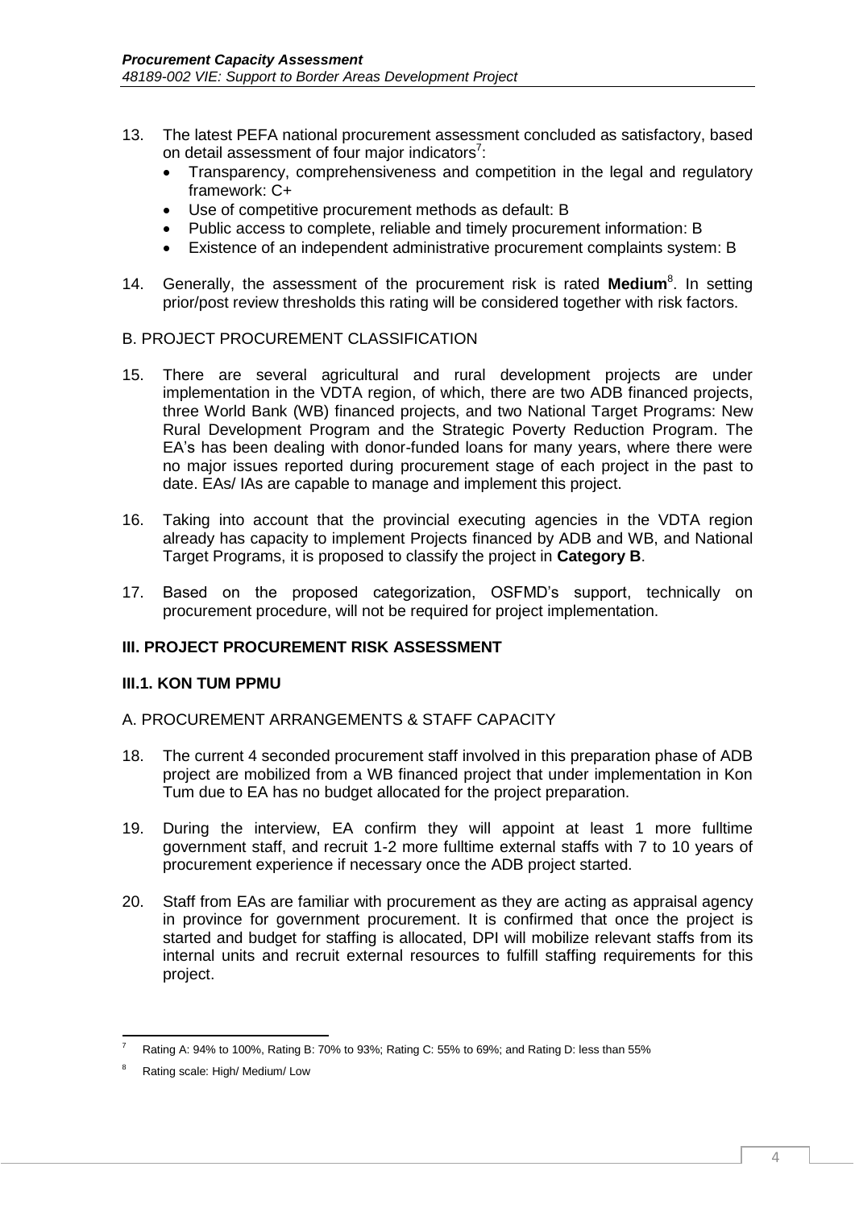13. The latest PEFA national procurement assessment concluded as satisfactory, based on detail assessment of four major indicators[7]:
    - Transparency, comprehensiveness and competition in the legal and regulatory framework: C+
    - Use of competitive procurement methods as default: B
    - Public access to complete, reliable and timely procurement information: B
    - Existence of an independent administrative procurement complaints system: B

14. Generally, the assessment of the procurement risk is rated **Medium**[8]. In setting prior/post review thresholds this rating will be considered together with risk factors.

B. PROJECT PROCUREMENT CLASSIFICATION

15. There are several agricultural and rural development projects are under implementation in the VDTA region, of which, there are two ADB financed projects, three World Bank (WB) financed projects, and two National Target Programs: New Rural Development Program and the Strategic Poverty Reduction Program. The EA's has been dealing with donor-funded loans for many years, where there were no major issues reported during procurement stage of each project in the past to date. EAs/ IAs are capable to manage and implement this project.

16. Taking into account that the provincial executing agencies in the VDTA region already has capacity to implement Projects financed by ADB and WB, and National Target Programs, it is proposed to classify the project in **Category B**.

17. Based on the proposed categorization, OSFMD's support, technically on procurement procedure, will not be required for project implementation.

## III. PROJECT PROCUREMENT RISK ASSESSMENT

### III.1. KON TUM PPMU

A. PROCUREMENT ARRANGEMENTS & STAFF CAPACITY

18. The current 4 seconded procurement staff involved in this preparation phase of ADB project are mobilized from a WB financed project that under implementation in Kon Tum due to EA has no budget allocated for the project preparation.

19. During the interview, EA confirm they will appoint at least 1 more fulltime government staff, and recruit 1-2 more fulltime external staffs with 7 to 10 years of procurement experience if necessary once the ADB project started.

20. Staff from EAs are familiar with procurement as they are acting as appraisal agency in province for government procurement. It is confirmed that once the project is started and budget for staffing is allocated, DPI will mobilize relevant staffs from its internal units and recruit external resources to fulfill staffing requirements for this project.

---

[7] Rating A: 94% to 100%, Rating B: 70% to 93%; Rating C: 55% to 69%; and Rating D: less than 55%

[8] Rating scale: High/ Medium/ Low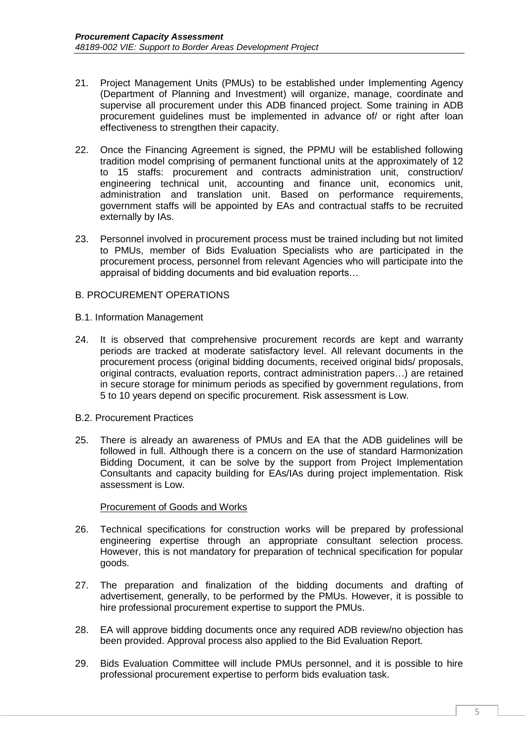21. Project Management Units (PMUs) to be established under Implementing Agency (Department of Planning and Investment) will organize, manage, coordinate and supervise all procurement under this ADB financed project. Some training in ADB procurement guidelines must be implemented in advance of/ or right after loan effectiveness to strengthen their capacity.

22. Once the Financing Agreement is signed, the PPMU will be established following tradition model comprising of permanent functional units at the approximately of 12 to 15 staffs: procurement and contracts administration unit, construction/ engineering technical unit, accounting and finance unit, economics unit, administration and translation unit. Based on performance requirements, government staffs will be appointed by EAs and contractual staffs to be recruited externally by IAs.

23. Personnel involved in procurement process must be trained including but not limited to PMUs, member of Bids Evaluation Specialists who are participated in the procurement process, personnel from relevant Agencies who will participate into the appraisal of bidding documents and bid evaluation reports…

## B. PROCUREMENT OPERATIONS

### B.1. Information Management

24. It is observed that comprehensive procurement records are kept and warranty periods are tracked at moderate satisfactory level. All relevant documents in the procurement process (original bidding documents, received original bids/ proposals, original contracts, evaluation reports, contract administration papers…) are retained in secure storage for minimum periods as specified by government regulations, from 5 to 10 years depend on specific procurement. Risk assessment is Low.

### B.2. Procurement Practices

25. There is already an awareness of PMUs and EA that the ADB guidelines will be followed in full. Although there is a concern on the use of standard Harmonization Bidding Document, it can be solve by the support from Project Implementation Consultants and capacity building for EAs/IAs during project implementation. Risk assessment is Low.

Procurement of Goods and Works

26. Technical specifications for construction works will be prepared by professional engineering expertise through an appropriate consultant selection process. However, this is not mandatory for preparation of technical specification for popular goods.

27. The preparation and finalization of the bidding documents and drafting of advertisement, generally, to be performed by the PMUs. However, it is possible to hire professional procurement expertise to support the PMUs.

28. EA will approve bidding documents once any required ADB review/no objection has been provided. Approval process also applied to the Bid Evaluation Report.

29. Bids Evaluation Committee will include PMUs personnel, and it is possible to hire professional procurement expertise to perform bids evaluation task.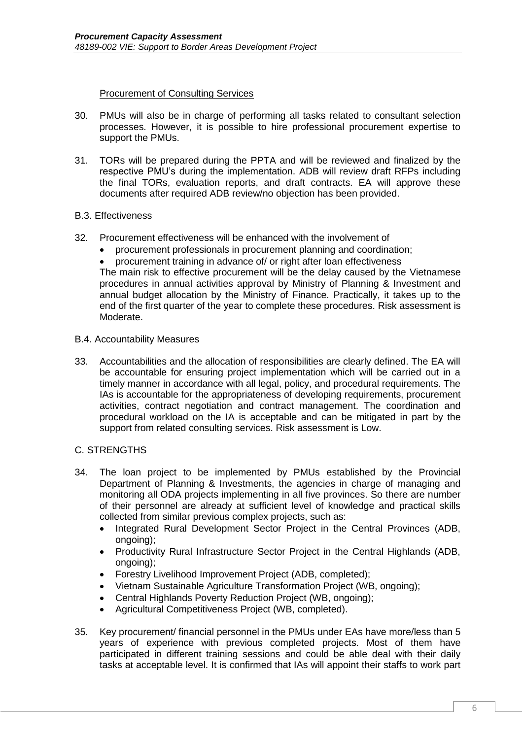Procurement of Consulting Services

30. PMUs will also be in charge of performing all tasks related to consultant selection processes. However, it is possible to hire professional procurement expertise to support the PMUs.

31. TORs will be prepared during the PPTA and will be reviewed and finalized by the respective PMU's during the implementation. ADB will review draft RFPs including the final TORs, evaluation reports, and draft contracts. EA will approve these documents after required ADB review/no objection has been provided.

B.3. Effectiveness

32. Procurement effectiveness will be enhanced with the involvement of
    - procurement professionals in procurement planning and coordination;
    - procurement training in advance of/ or right after loan effectiveness

    The main risk to effective procurement will be the delay caused by the Vietnamese procedures in annual activities approval by Ministry of Planning & Investment and annual budget allocation by the Ministry of Finance. Practically, it takes up to the end of the first quarter of the year to complete these procedures. Risk assessment is Moderate.

B.4. Accountability Measures

33. Accountabilities and the allocation of responsibilities are clearly defined. The EA will be accountable for ensuring project implementation which will be carried out in a timely manner in accordance with all legal, policy, and procedural requirements. The IAs is accountable for the appropriateness of developing requirements, procurement activities, contract negotiation and contract management. The coordination and procedural workload on the IA is acceptable and can be mitigated in part by the support from related consulting services. Risk assessment is Low.

C. STRENGTHS

34. The loan project to be implemented by PMUs established by the Provincial Department of Planning & Investments, the agencies in charge of managing and monitoring all ODA projects implementing in all five provinces. So there are number of their personnel are already at sufficient level of knowledge and practical skills collected from similar previous complex projects, such as:
    - Integrated Rural Development Sector Project in the Central Provinces (ADB, ongoing);
    - Productivity Rural Infrastructure Sector Project in the Central Highlands (ADB, ongoing);
    - Forestry Livelihood Improvement Project (ADB, completed);
    - Vietnam Sustainable Agriculture Transformation Project (WB, ongoing);
    - Central Highlands Poverty Reduction Project (WB, ongoing);
    - Agricultural Competitiveness Project (WB, completed).

35. Key procurement/ financial personnel in the PMUs under EAs have more/less than 5 years of experience with previous completed projects. Most of them have participated in different training sessions and could be able deal with their daily tasks at acceptable level. It is confirmed that IAs will appoint their staffs to work part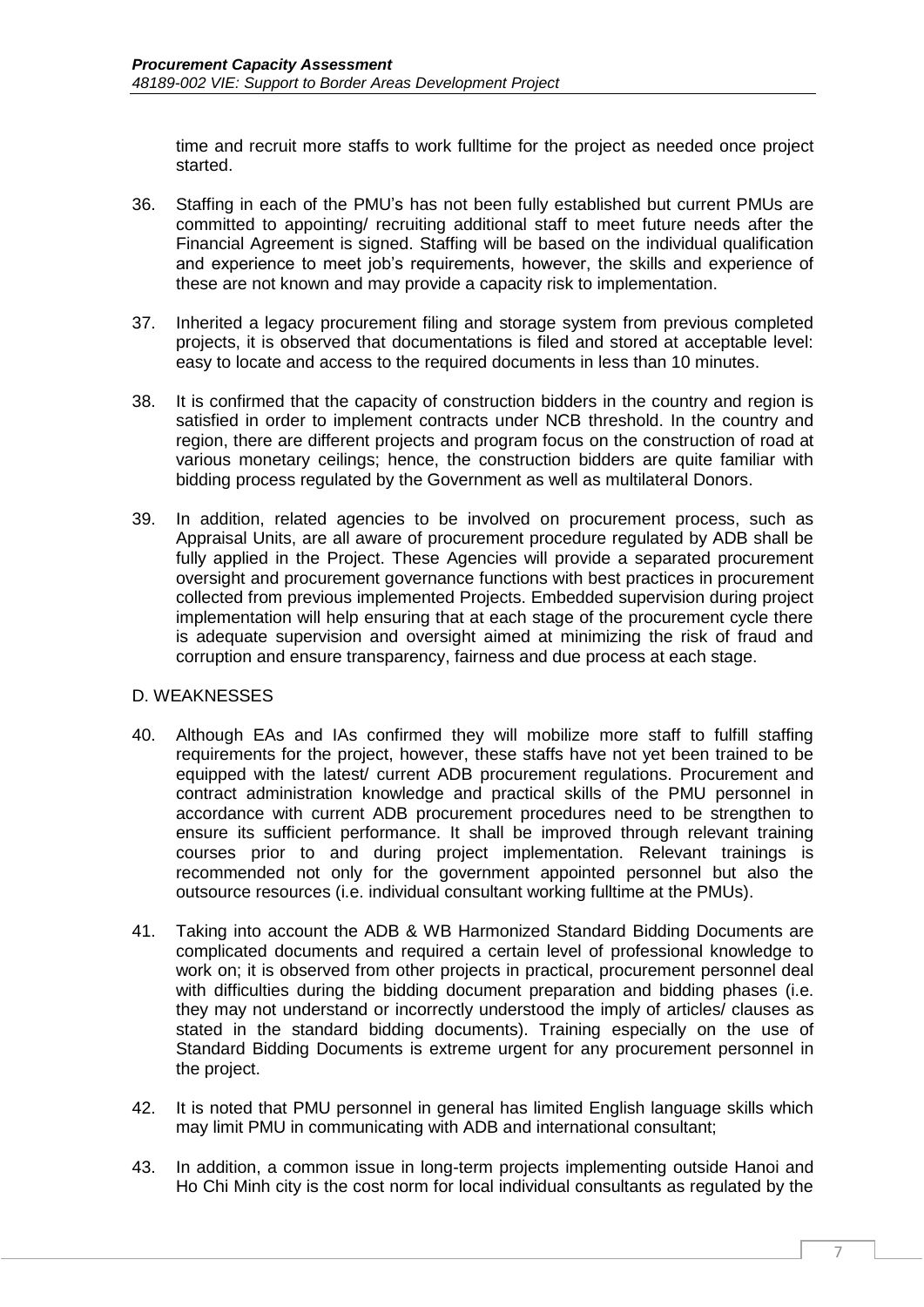time and recruit more staffs to work fulltime for the project as needed once project started.

36. Staffing in each of the PMU's has not been fully established but current PMUs are committed to appointing/ recruiting additional staff to meet future needs after the Financial Agreement is signed. Staffing will be based on the individual qualification and experience to meet job's requirements, however, the skills and experience of these are not known and may provide a capacity risk to implementation.

37. Inherited a legacy procurement filing and storage system from previous completed projects, it is observed that documentations is filed and stored at acceptable level: easy to locate and access to the required documents in less than 10 minutes.

38. It is confirmed that the capacity of construction bidders in the country and region is satisfied in order to implement contracts under NCB threshold. In the country and region, there are different projects and program focus on the construction of road at various monetary ceilings; hence, the construction bidders are quite familiar with bidding process regulated by the Government as well as multilateral Donors.

39. In addition, related agencies to be involved on procurement process, such as Appraisal Units, are all aware of procurement procedure regulated by ADB shall be fully applied in the Project. These Agencies will provide a separated procurement oversight and procurement governance functions with best practices in procurement collected from previous implemented Projects. Embedded supervision during project implementation will help ensuring that at each stage of the procurement cycle there is adequate supervision and oversight aimed at minimizing the risk of fraud and corruption and ensure transparency, fairness and due process at each stage.

## D. WEAKNESSES

40. Although EAs and IAs confirmed they will mobilize more staff to fulfill staffing requirements for the project, however, these staffs have not yet been trained to be equipped with the latest/ current ADB procurement regulations. Procurement and contract administration knowledge and practical skills of the PMU personnel in accordance with current ADB procurement procedures need to be strengthen to ensure its sufficient performance. It shall be improved through relevant training courses prior to and during project implementation. Relevant trainings is recommended not only for the government appointed personnel but also the outsource resources (i.e. individual consultant working fulltime at the PMUs).

41. Taking into account the ADB & WB Harmonized Standard Bidding Documents are complicated documents and required a certain level of professional knowledge to work on; it is observed from other projects in practical, procurement personnel deal with difficulties during the bidding document preparation and bidding phases (i.e. they may not understand or incorrectly understood the imply of articles/ clauses as stated in the standard bidding documents). Training especially on the use of Standard Bidding Documents is extreme urgent for any procurement personnel in the project.

42. It is noted that PMU personnel in general has limited English language skills which may limit PMU in communicating with ADB and international consultant;

43. In addition, a common issue in long-term projects implementing outside Hanoi and Ho Chi Minh city is the cost norm for local individual consultants as regulated by the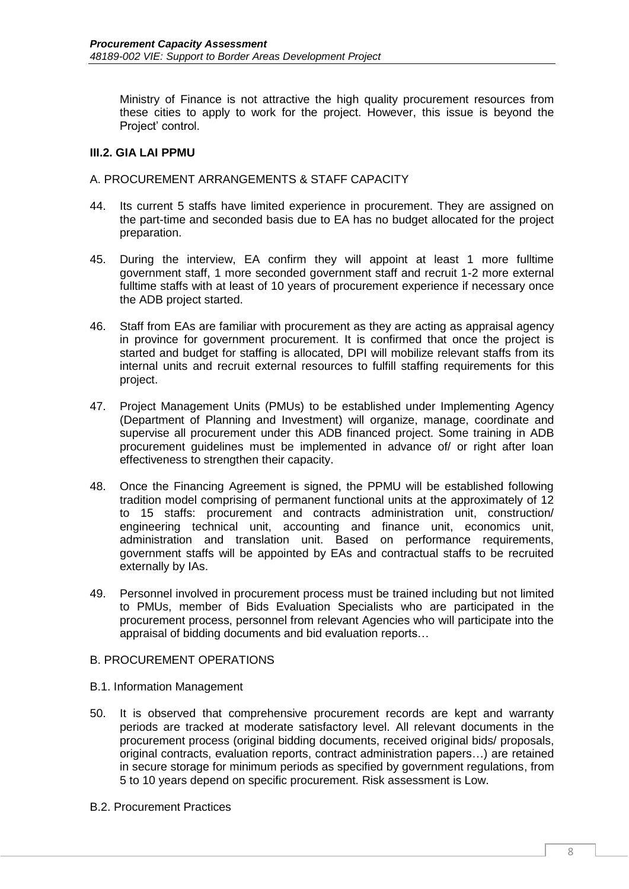Ministry of Finance is not attractive the high quality procurement resources from these cities to apply to work for the project. However, this issue is beyond the Project' control.

### III.2. GIA LAI PPMU

#### A. PROCUREMENT ARRANGEMENTS & STAFF CAPACITY

44. Its current 5 staffs have limited experience in procurement. They are assigned on the part-time and seconded basis due to EA has no budget allocated for the project preparation.

45. During the interview, EA confirm they will appoint at least 1 more fulltime government staff, 1 more seconded government staff and recruit 1-2 more external fulltime staffs with at least of 10 years of procurement experience if necessary once the ADB project started.

46. Staff from EAs are familiar with procurement as they are acting as appraisal agency in province for government procurement. It is confirmed that once the project is started and budget for staffing is allocated, DPI will mobilize relevant staffs from its internal units and recruit external resources to fulfill staffing requirements for this project.

47. Project Management Units (PMUs) to be established under Implementing Agency (Department of Planning and Investment) will organize, manage, coordinate and supervise all procurement under this ADB financed project. Some training in ADB procurement guidelines must be implemented in advance of/ or right after loan effectiveness to strengthen their capacity.

48. Once the Financing Agreement is signed, the PPMU will be established following tradition model comprising of permanent functional units at the approximately of 12 to 15 staffs: procurement and contracts administration unit, construction/ engineering technical unit, accounting and finance unit, economics unit, administration and translation unit. Based on performance requirements, government staffs will be appointed by EAs and contractual staffs to be recruited externally by IAs.

49. Personnel involved in procurement process must be trained including but not limited to PMUs, member of Bids Evaluation Specialists who are participated in the procurement process, personnel from relevant Agencies who will participate into the appraisal of bidding documents and bid evaluation reports…

#### B. PROCUREMENT OPERATIONS

B.1. Information Management

50. It is observed that comprehensive procurement records are kept and warranty periods are tracked at moderate satisfactory level. All relevant documents in the procurement process (original bidding documents, received original bids/ proposals, original contracts, evaluation reports, contract administration papers…) are retained in secure storage for minimum periods as specified by government regulations, from 5 to 10 years depend on specific procurement. Risk assessment is Low.

B.2. Procurement Practices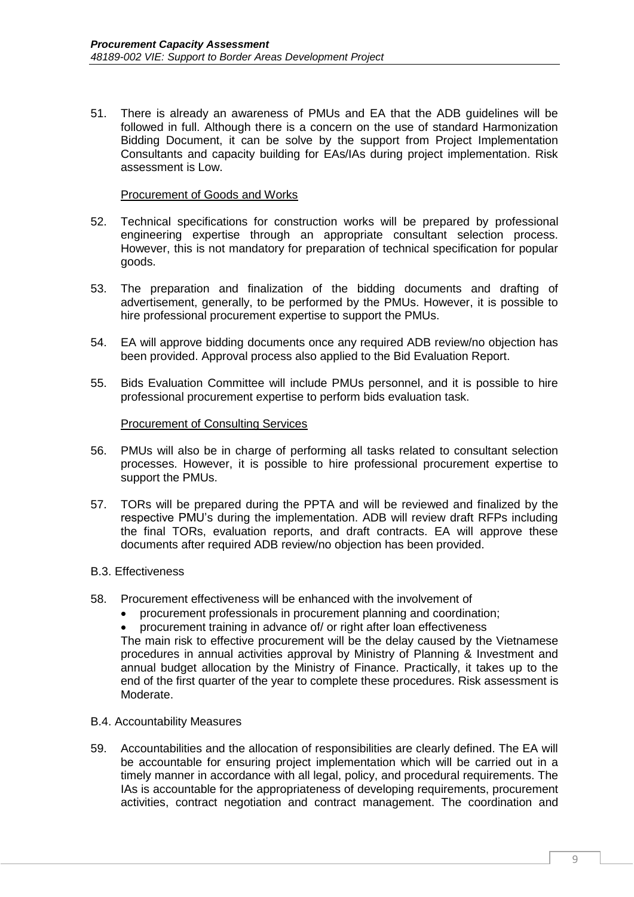51. There is already an awareness of PMUs and EA that the ADB guidelines will be followed in full. Although there is a concern on the use of standard Harmonization Bidding Document, it can be solve by the support from Project Implementation Consultants and capacity building for EAs/IAs during project implementation. Risk assessment is Low.

<u>Procurement of Goods and Works</u>

52. Technical specifications for construction works will be prepared by professional engineering expertise through an appropriate consultant selection process. However, this is not mandatory for preparation of technical specification for popular goods.

53. The preparation and finalization of the bidding documents and drafting of advertisement, generally, to be performed by the PMUs. However, it is possible to hire professional procurement expertise to support the PMUs.

54. EA will approve bidding documents once any required ADB review/no objection has been provided. Approval process also applied to the Bid Evaluation Report.

55. Bids Evaluation Committee will include PMUs personnel, and it is possible to hire professional procurement expertise to perform bids evaluation task.

<u>Procurement of Consulting Services</u>

56. PMUs will also be in charge of performing all tasks related to consultant selection processes. However, it is possible to hire professional procurement expertise to support the PMUs.

57. TORs will be prepared during the PPTA and will be reviewed and finalized by the respective PMU's during the implementation. ADB will review draft RFPs including the final TORs, evaluation reports, and draft contracts. EA will approve these documents after required ADB review/no objection has been provided.

B.3. Effectiveness

58. Procurement effectiveness will be enhanced with the involvement of
    - procurement professionals in procurement planning and coordination;
    - procurement training in advance of/ or right after loan effectiveness

    The main risk to effective procurement will be the delay caused by the Vietnamese procedures in annual activities approval by Ministry of Planning & Investment and annual budget allocation by the Ministry of Finance. Practically, it takes up to the end of the first quarter of the year to complete these procedures. Risk assessment is Moderate.

B.4. Accountability Measures

59. Accountabilities and the allocation of responsibilities are clearly defined. The EA will be accountable for ensuring project implementation which will be carried out in a timely manner in accordance with all legal, policy, and procedural requirements. The IAs is accountable for the appropriateness of developing requirements, procurement activities, contract negotiation and contract management. The coordination and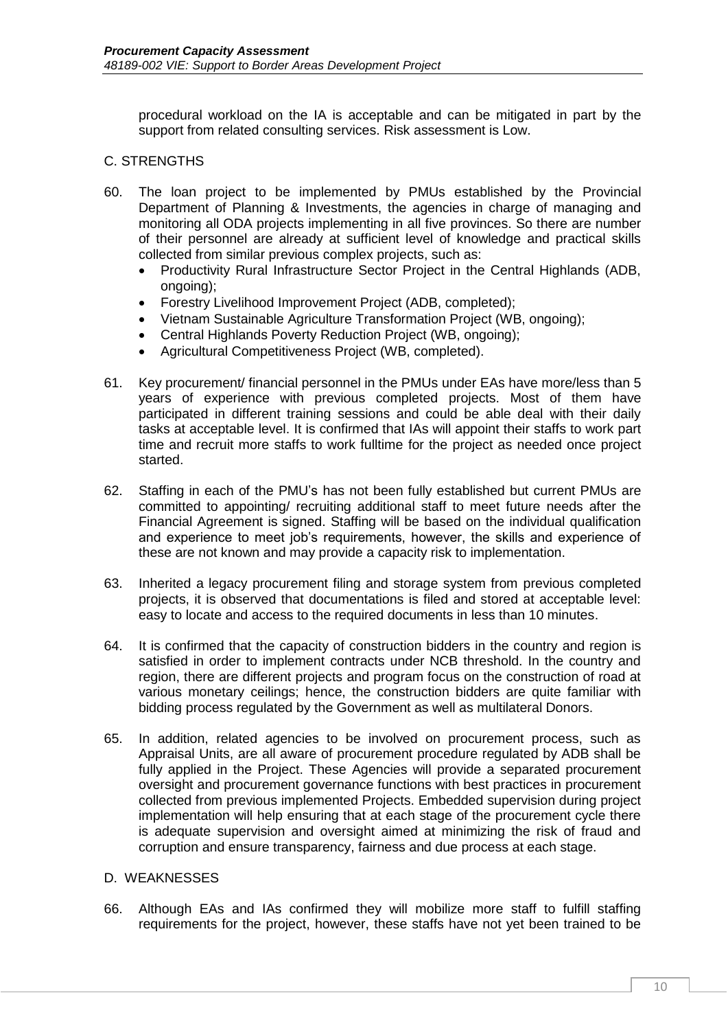procedural workload on the IA is acceptable and can be mitigated in part by the support from related consulting services. Risk assessment is Low.

## C. STRENGTHS

60. The loan project to be implemented by PMUs established by the Provincial Department of Planning & Investments, the agencies in charge of managing and monitoring all ODA projects implementing in all five provinces. So there are number of their personnel are already at sufficient level of knowledge and practical skills collected from similar previous complex projects, such as:
    - Productivity Rural Infrastructure Sector Project in the Central Highlands (ADB, ongoing);
    - Forestry Livelihood Improvement Project (ADB, completed);
    - Vietnam Sustainable Agriculture Transformation Project (WB, ongoing);
    - Central Highlands Poverty Reduction Project (WB, ongoing);
    - Agricultural Competitiveness Project (WB, completed).

61. Key procurement/ financial personnel in the PMUs under EAs have more/less than 5 years of experience with previous completed projects. Most of them have participated in different training sessions and could be able deal with their daily tasks at acceptable level. It is confirmed that IAs will appoint their staffs to work part time and recruit more staffs to work fulltime for the project as needed once project started.

62. Staffing in each of the PMU's has not been fully established but current PMUs are committed to appointing/ recruiting additional staff to meet future needs after the Financial Agreement is signed. Staffing will be based on the individual qualification and experience to meet job's requirements, however, the skills and experience of these are not known and may provide a capacity risk to implementation.

63. Inherited a legacy procurement filing and storage system from previous completed projects, it is observed that documentations is filed and stored at acceptable level: easy to locate and access to the required documents in less than 10 minutes.

64. It is confirmed that the capacity of construction bidders in the country and region is satisfied in order to implement contracts under NCB threshold. In the country and region, there are different projects and program focus on the construction of road at various monetary ceilings; hence, the construction bidders are quite familiar with bidding process regulated by the Government as well as multilateral Donors.

65. In addition, related agencies to be involved on procurement process, such as Appraisal Units, are all aware of procurement procedure regulated by ADB shall be fully applied in the Project. These Agencies will provide a separated procurement oversight and procurement governance functions with best practices in procurement collected from previous implemented Projects. Embedded supervision during project implementation will help ensuring that at each stage of the procurement cycle there is adequate supervision and oversight aimed at minimizing the risk of fraud and corruption and ensure transparency, fairness and due process at each stage.

## D. WEAKNESSES

66. Although EAs and IAs confirmed they will mobilize more staff to fulfill staffing requirements for the project, however, these staffs have not yet been trained to be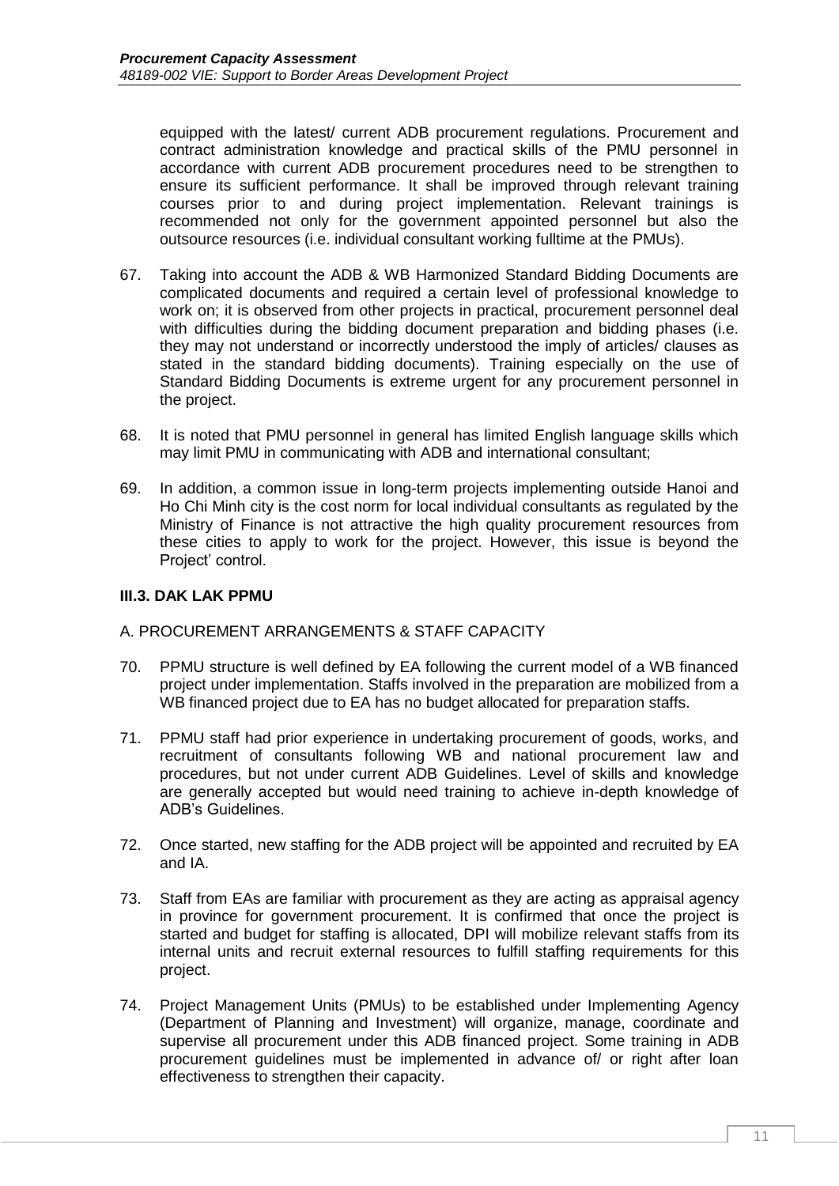equipped with the latest/ current ADB procurement regulations. Procurement and contract administration knowledge and practical skills of the PMU personnel in accordance with current ADB procurement procedures need to be strengthen to ensure its sufficient performance. It shall be improved through relevant training courses prior to and during project implementation. Relevant trainings is recommended not only for the government appointed personnel but also the outsource resources (i.e. individual consultant working fulltime at the PMUs).

67. Taking into account the ADB & WB Harmonized Standard Bidding Documents are complicated documents and required a certain level of professional knowledge to work on; it is observed from other projects in practical, procurement personnel deal with difficulties during the bidding document preparation and bidding phases (i.e. they may not understand or incorrectly understood the imply of articles/ clauses as stated in the standard bidding documents). Training especially on the use of Standard Bidding Documents is extreme urgent for any procurement personnel in the project.

68. It is noted that PMU personnel in general has limited English language skills which may limit PMU in communicating with ADB and international consultant;

69. In addition, a common issue in long-term projects implementing outside Hanoi and Ho Chi Minh city is the cost norm for local individual consultants as regulated by the Ministry of Finance is not attractive the high quality procurement resources from these cities to apply to work for the project. However, this issue is beyond the Project' control.

### III.3. DAK LAK PPMU

A. PROCUREMENT ARRANGEMENTS & STAFF CAPACITY

70. PPMU structure is well defined by EA following the current model of a WB financed project under implementation. Staffs involved in the preparation are mobilized from a WB financed project due to EA has no budget allocated for preparation staffs.

71. PPMU staff had prior experience in undertaking procurement of goods, works, and recruitment of consultants following WB and national procurement law and procedures, but not under current ADB Guidelines. Level of skills and knowledge are generally accepted but would need training to achieve in-depth knowledge of ADB's Guidelines.

72. Once started, new staffing for the ADB project will be appointed and recruited by EA and IA.

73. Staff from EAs are familiar with procurement as they are acting as appraisal agency in province for government procurement. It is confirmed that once the project is started and budget for staffing is allocated, DPI will mobilize relevant staffs from its internal units and recruit external resources to fulfill staffing requirements for this project.

74. Project Management Units (PMUs) to be established under Implementing Agency (Department of Planning and Investment) will organize, manage, coordinate and supervise all procurement under this ADB financed project. Some training in ADB procurement guidelines must be implemented in advance of/ or right after loan effectiveness to strengthen their capacity.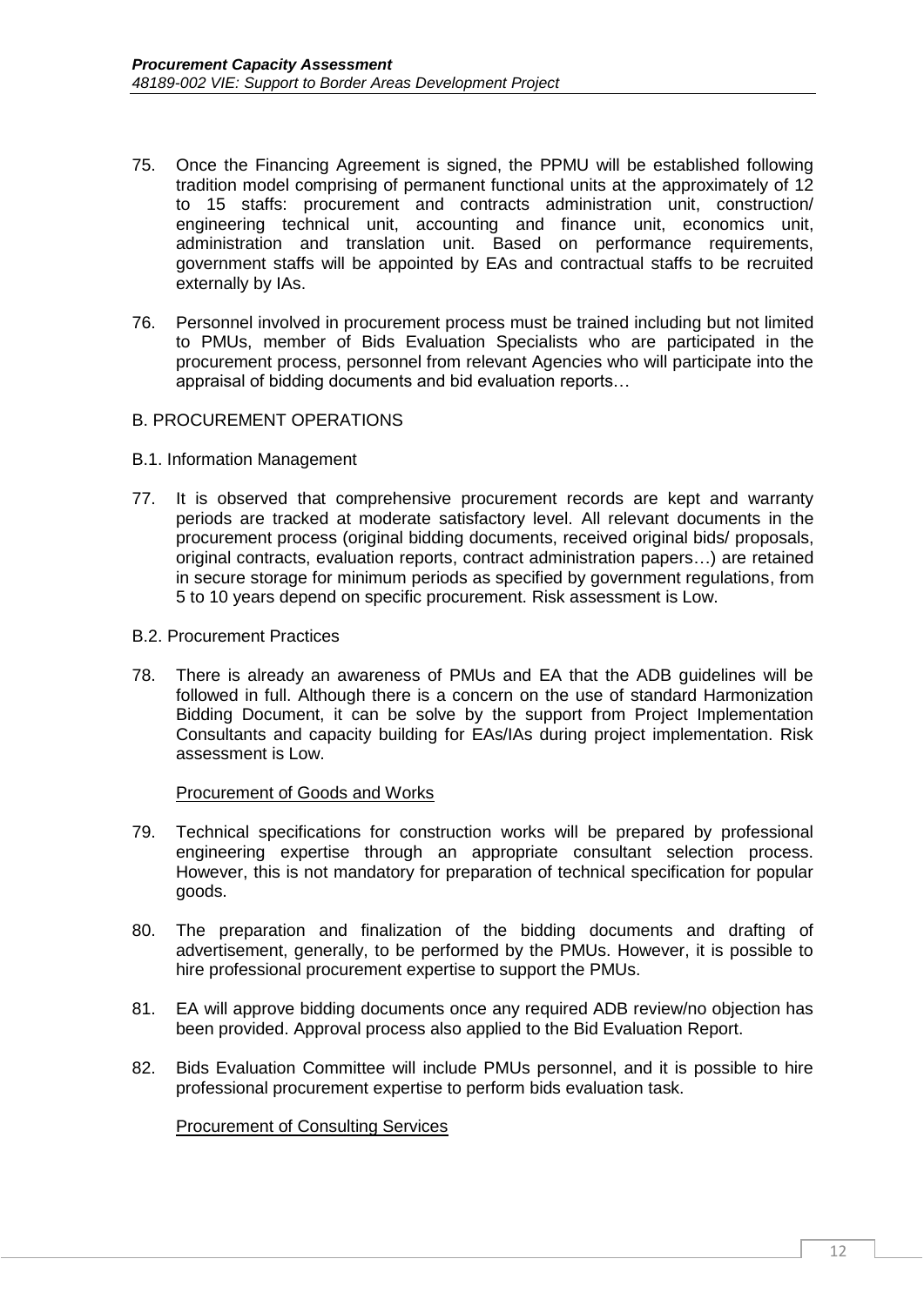75. Once the Financing Agreement is signed, the PPMU will be established following tradition model comprising of permanent functional units at the approximately of 12 to 15 staffs: procurement and contracts administration unit, construction/ engineering technical unit, accounting and finance unit, economics unit, administration and translation unit. Based on performance requirements, government staffs will be appointed by EAs and contractual staffs to be recruited externally by IAs.

76. Personnel involved in procurement process must be trained including but not limited to PMUs, member of Bids Evaluation Specialists who are participated in the procurement process, personnel from relevant Agencies who will participate into the appraisal of bidding documents and bid evaluation reports…

B. PROCUREMENT OPERATIONS

B.1. Information Management

77. It is observed that comprehensive procurement records are kept and warranty periods are tracked at moderate satisfactory level. All relevant documents in the procurement process (original bidding documents, received original bids/ proposals, original contracts, evaluation reports, contract administration papers…) are retained in secure storage for minimum periods as specified by government regulations, from 5 to 10 years depend on specific procurement. Risk assessment is Low.

B.2. Procurement Practices

78. There is already an awareness of PMUs and EA that the ADB guidelines will be followed in full. Although there is a concern on the use of standard Harmonization Bidding Document, it can be solve by the support from Project Implementation Consultants and capacity building for EAs/IAs during project implementation. Risk assessment is Low.

Procurement of Goods and Works

79. Technical specifications for construction works will be prepared by professional engineering expertise through an appropriate consultant selection process. However, this is not mandatory for preparation of technical specification for popular goods.

80. The preparation and finalization of the bidding documents and drafting of advertisement, generally, to be performed by the PMUs. However, it is possible to hire professional procurement expertise to support the PMUs.

81. EA will approve bidding documents once any required ADB review/no objection has been provided. Approval process also applied to the Bid Evaluation Report.

82. Bids Evaluation Committee will include PMUs personnel, and it is possible to hire professional procurement expertise to perform bids evaluation task.

Procurement of Consulting Services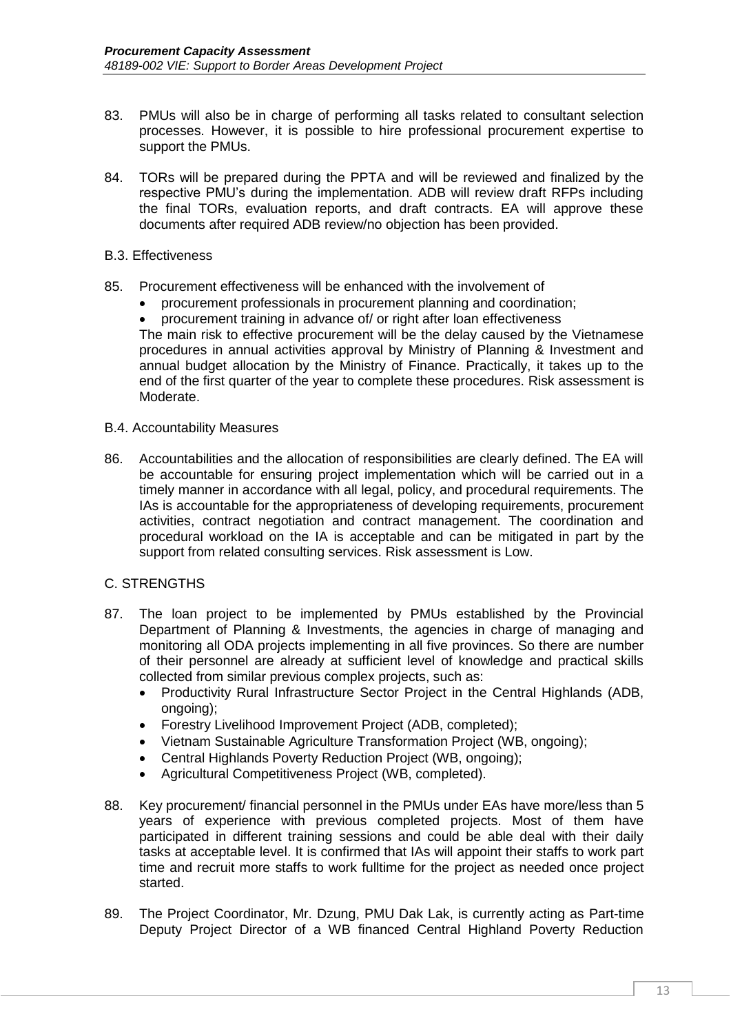83. PMUs will also be in charge of performing all tasks related to consultant selection processes. However, it is possible to hire professional procurement expertise to support the PMUs.

84. TORs will be prepared during the PPTA and will be reviewed and finalized by the respective PMU's during the implementation. ADB will review draft RFPs including the final TORs, evaluation reports, and draft contracts. EA will approve these documents after required ADB review/no objection has been provided.

### B.3. Effectiveness

85. Procurement effectiveness will be enhanced with the involvement of
    - procurement professionals in procurement planning and coordination;
    - procurement training in advance of/ or right after loan effectiveness

    The main risk to effective procurement will be the delay caused by the Vietnamese procedures in annual activities approval by Ministry of Planning & Investment and annual budget allocation by the Ministry of Finance. Practically, it takes up to the end of the first quarter of the year to complete these procedures. Risk assessment is Moderate.

### B.4. Accountability Measures

86. Accountabilities and the allocation of responsibilities are clearly defined. The EA will be accountable for ensuring project implementation which will be carried out in a timely manner in accordance with all legal, policy, and procedural requirements. The IAs is accountable for the appropriateness of developing requirements, procurement activities, contract negotiation and contract management. The coordination and procedural workload on the IA is acceptable and can be mitigated in part by the support from related consulting services. Risk assessment is Low.

## C. STRENGTHS

87. The loan project to be implemented by PMUs established by the Provincial Department of Planning & Investments, the agencies in charge of managing and monitoring all ODA projects implementing in all five provinces. So there are number of their personnel are already at sufficient level of knowledge and practical skills collected from similar previous complex projects, such as:
    - Productivity Rural Infrastructure Sector Project in the Central Highlands (ADB, ongoing);
    - Forestry Livelihood Improvement Project (ADB, completed);
    - Vietnam Sustainable Agriculture Transformation Project (WB, ongoing);
    - Central Highlands Poverty Reduction Project (WB, ongoing);
    - Agricultural Competitiveness Project (WB, completed).

88. Key procurement/ financial personnel in the PMUs under EAs have more/less than 5 years of experience with previous completed projects. Most of them have participated in different training sessions and could be able deal with their daily tasks at acceptable level. It is confirmed that IAs will appoint their staffs to work part time and recruit more staffs to work fulltime for the project as needed once project started.

89. The Project Coordinator, Mr. Dzung, PMU Dak Lak, is currently acting as Part-time Deputy Project Director of a WB financed Central Highland Poverty Reduction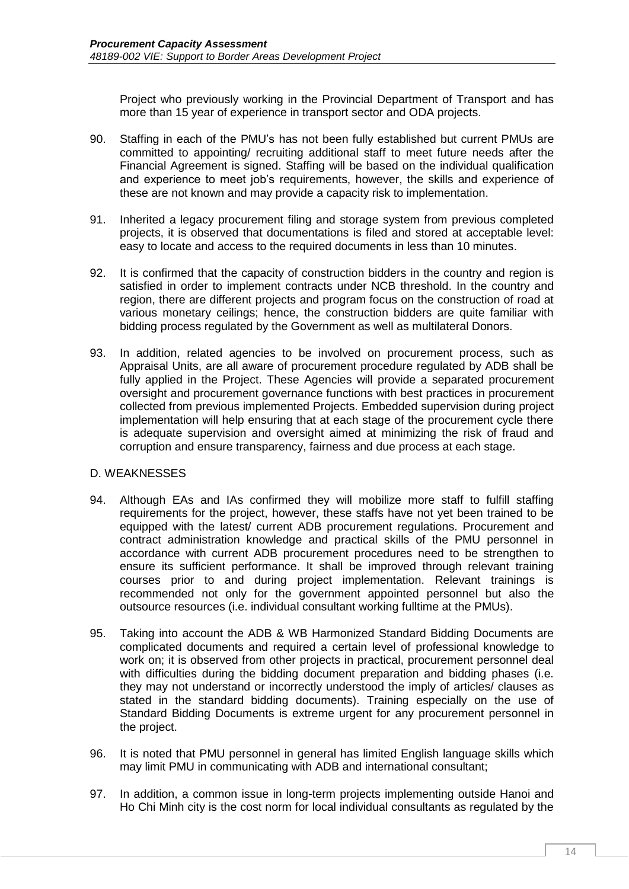Project who previously working in the Provincial Department of Transport and has more than 15 year of experience in transport sector and ODA projects.

90. Staffing in each of the PMU's has not been fully established but current PMUs are committed to appointing/ recruiting additional staff to meet future needs after the Financial Agreement is signed. Staffing will be based on the individual qualification and experience to meet job's requirements, however, the skills and experience of these are not known and may provide a capacity risk to implementation.

91. Inherited a legacy procurement filing and storage system from previous completed projects, it is observed that documentations is filed and stored at acceptable level: easy to locate and access to the required documents in less than 10 minutes.

92. It is confirmed that the capacity of construction bidders in the country and region is satisfied in order to implement contracts under NCB threshold. In the country and region, there are different projects and program focus on the construction of road at various monetary ceilings; hence, the construction bidders are quite familiar with bidding process regulated by the Government as well as multilateral Donors.

93. In addition, related agencies to be involved on procurement process, such as Appraisal Units, are all aware of procurement procedure regulated by ADB shall be fully applied in the Project. These Agencies will provide a separated procurement oversight and procurement governance functions with best practices in procurement collected from previous implemented Projects. Embedded supervision during project implementation will help ensuring that at each stage of the procurement cycle there is adequate supervision and oversight aimed at minimizing the risk of fraud and corruption and ensure transparency, fairness and due process at each stage.

## D. WEAKNESSES

94. Although EAs and IAs confirmed they will mobilize more staff to fulfill staffing requirements for the project, however, these staffs have not yet been trained to be equipped with the latest/ current ADB procurement regulations. Procurement and contract administration knowledge and practical skills of the PMU personnel in accordance with current ADB procurement procedures need to be strengthen to ensure its sufficient performance. It shall be improved through relevant training courses prior to and during project implementation. Relevant trainings is recommended not only for the government appointed personnel but also the outsource resources (i.e. individual consultant working fulltime at the PMUs).

95. Taking into account the ADB & WB Harmonized Standard Bidding Documents are complicated documents and required a certain level of professional knowledge to work on; it is observed from other projects in practical, procurement personnel deal with difficulties during the bidding document preparation and bidding phases (i.e. they may not understand or incorrectly understood the imply of articles/ clauses as stated in the standard bidding documents). Training especially on the use of Standard Bidding Documents is extreme urgent for any procurement personnel in the project.

96. It is noted that PMU personnel in general has limited English language skills which may limit PMU in communicating with ADB and international consultant;

97. In addition, a common issue in long-term projects implementing outside Hanoi and Ho Chi Minh city is the cost norm for local individual consultants as regulated by the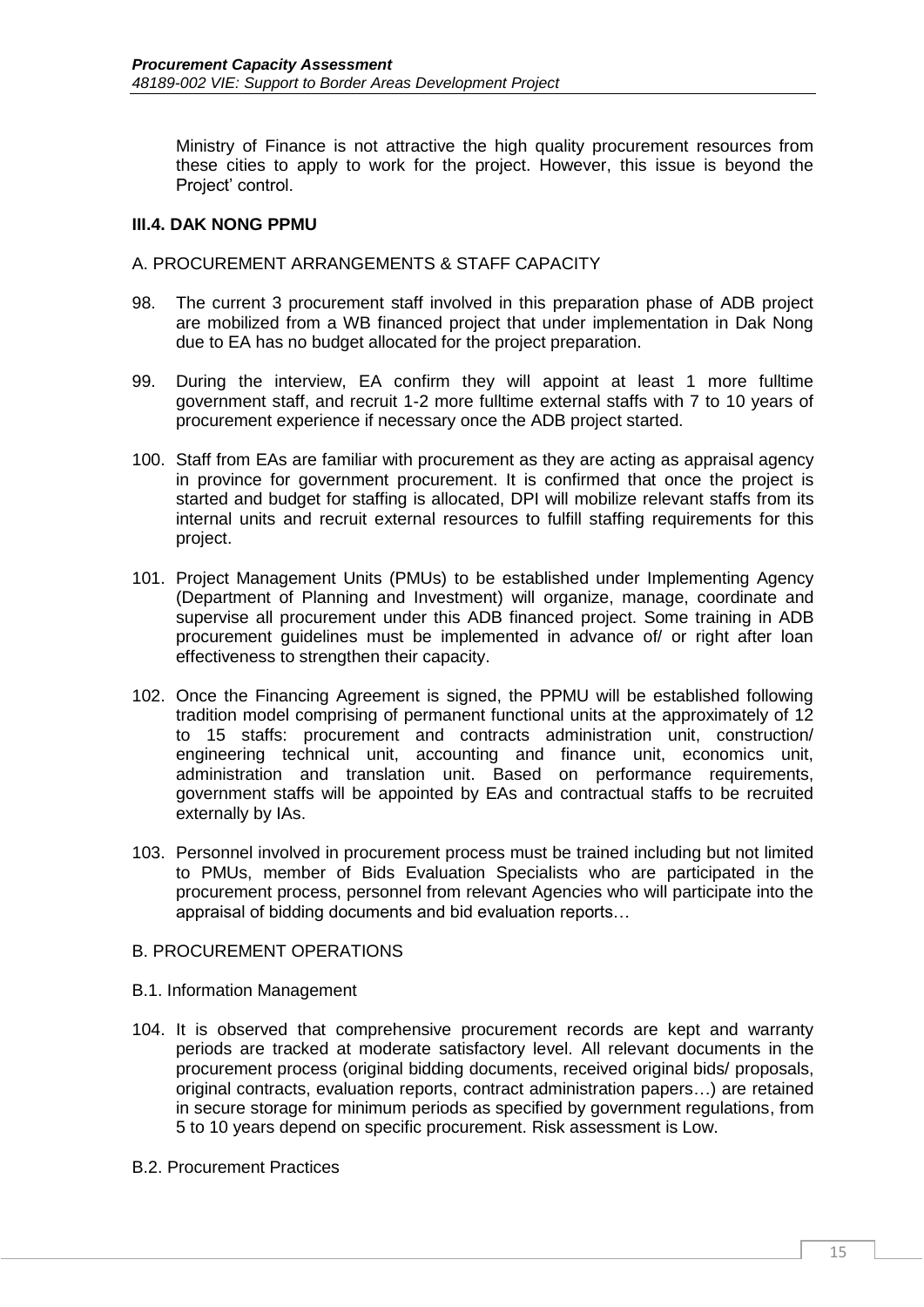Ministry of Finance is not attractive the high quality procurement resources from these cities to apply to work for the project. However, this issue is beyond the Project' control.

### III.4. DAK NONG PPMU

A. PROCUREMENT ARRANGEMENTS & STAFF CAPACITY

98. The current 3 procurement staff involved in this preparation phase of ADB project are mobilized from a WB financed project that under implementation in Dak Nong due to EA has no budget allocated for the project preparation.

99. During the interview, EA confirm they will appoint at least 1 more fulltime government staff, and recruit 1-2 more fulltime external staffs with 7 to 10 years of procurement experience if necessary once the ADB project started.

100. Staff from EAs are familiar with procurement as they are acting as appraisal agency in province for government procurement. It is confirmed that once the project is started and budget for staffing is allocated, DPI will mobilize relevant staffs from its internal units and recruit external resources to fulfill staffing requirements for this project.

101. Project Management Units (PMUs) to be established under Implementing Agency (Department of Planning and Investment) will organize, manage, coordinate and supervise all procurement under this ADB financed project. Some training in ADB procurement guidelines must be implemented in advance of/ or right after loan effectiveness to strengthen their capacity.

102. Once the Financing Agreement is signed, the PPMU will be established following tradition model comprising of permanent functional units at the approximately of 12 to 15 staffs: procurement and contracts administration unit, construction/ engineering technical unit, accounting and finance unit, economics unit, administration and translation unit. Based on performance requirements, government staffs will be appointed by EAs and contractual staffs to be recruited externally by IAs.

103. Personnel involved in procurement process must be trained including but not limited to PMUs, member of Bids Evaluation Specialists who are participated in the procurement process, personnel from relevant Agencies who will participate into the appraisal of bidding documents and bid evaluation reports…

B. PROCUREMENT OPERATIONS

B.1. Information Management

104. It is observed that comprehensive procurement records are kept and warranty periods are tracked at moderate satisfactory level. All relevant documents in the procurement process (original bidding documents, received original bids/ proposals, original contracts, evaluation reports, contract administration papers…) are retained in secure storage for minimum periods as specified by government regulations, from 5 to 10 years depend on specific procurement. Risk assessment is Low.

B.2. Procurement Practices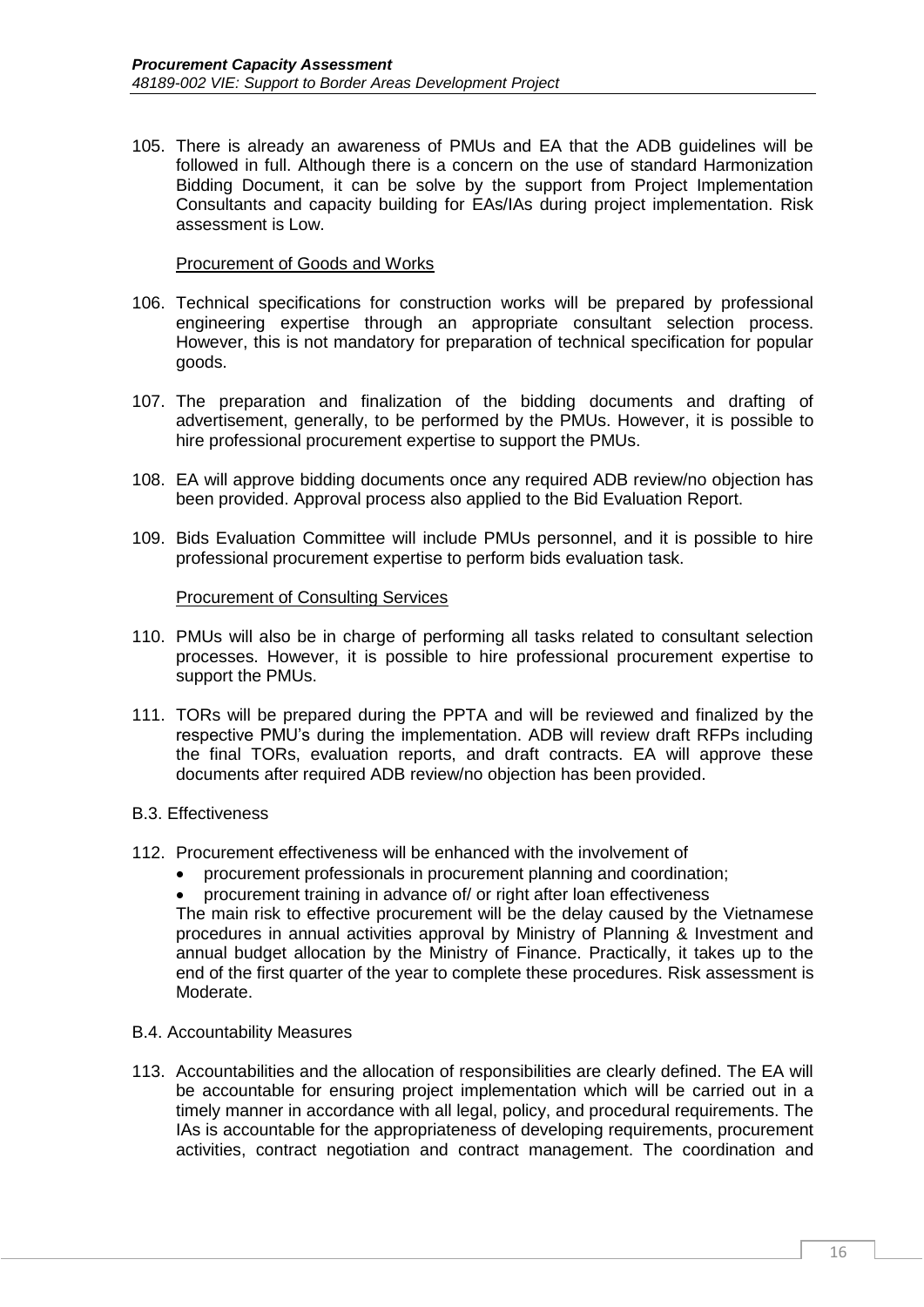105. There is already an awareness of PMUs and EA that the ADB guidelines will be followed in full. Although there is a concern on the use of standard Harmonization Bidding Document, it can be solve by the support from Project Implementation Consultants and capacity building for EAs/IAs during project implementation. Risk assessment is Low.

<u>Procurement of Goods and Works</u>

106. Technical specifications for construction works will be prepared by professional engineering expertise through an appropriate consultant selection process. However, this is not mandatory for preparation of technical specification for popular goods.

107. The preparation and finalization of the bidding documents and drafting of advertisement, generally, to be performed by the PMUs. However, it is possible to hire professional procurement expertise to support the PMUs.

108. EA will approve bidding documents once any required ADB review/no objection has been provided. Approval process also applied to the Bid Evaluation Report.

109. Bids Evaluation Committee will include PMUs personnel, and it is possible to hire professional procurement expertise to perform bids evaluation task.

<u>Procurement of Consulting Services</u>

110. PMUs will also be in charge of performing all tasks related to consultant selection processes. However, it is possible to hire professional procurement expertise to support the PMUs.

111. TORs will be prepared during the PPTA and will be reviewed and finalized by the respective PMU's during the implementation. ADB will review draft RFPs including the final TORs, evaluation reports, and draft contracts. EA will approve these documents after required ADB review/no objection has been provided.

B.3. Effectiveness

112. Procurement effectiveness will be enhanced with the involvement of
    - procurement professionals in procurement planning and coordination;
    - procurement training in advance of/ or right after loan effectiveness

    The main risk to effective procurement will be the delay caused by the Vietnamese procedures in annual activities approval by Ministry of Planning & Investment and annual budget allocation by the Ministry of Finance. Practically, it takes up to the end of the first quarter of the year to complete these procedures. Risk assessment is Moderate.

B.4. Accountability Measures

113. Accountabilities and the allocation of responsibilities are clearly defined. The EA will be accountable for ensuring project implementation which will be carried out in a timely manner in accordance with all legal, policy, and procedural requirements. The IAs is accountable for the appropriateness of developing requirements, procurement activities, contract negotiation and contract management. The coordination and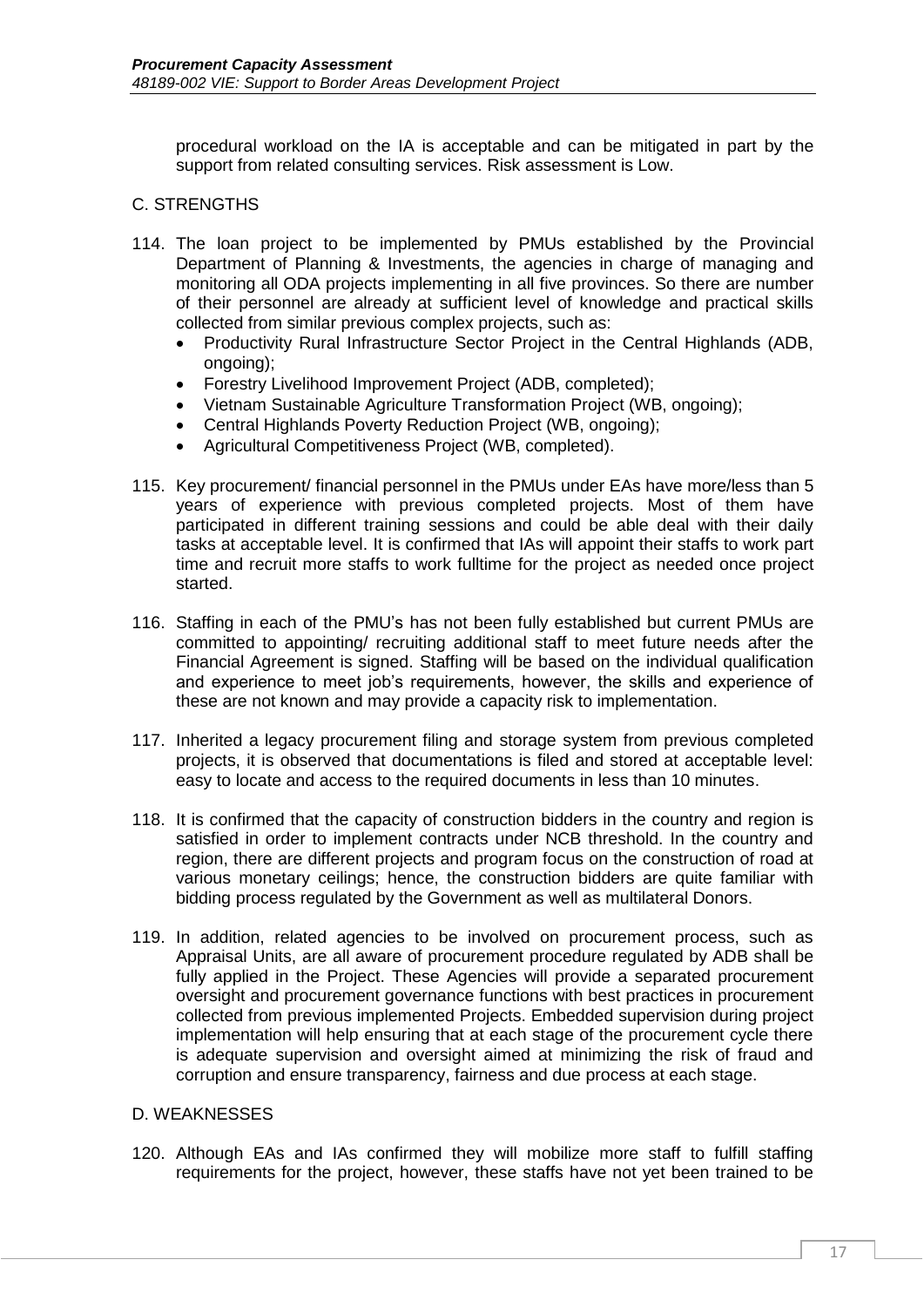procedural workload on the IA is acceptable and can be mitigated in part by the support from related consulting services. Risk assessment is Low.

## C. STRENGTHS

114. The loan project to be implemented by PMUs established by the Provincial Department of Planning & Investments, the agencies in charge of managing and monitoring all ODA projects implementing in all five provinces. So there are number of their personnel are already at sufficient level of knowledge and practical skills collected from similar previous complex projects, such as:
    - Productivity Rural Infrastructure Sector Project in the Central Highlands (ADB, ongoing);
    - Forestry Livelihood Improvement Project (ADB, completed);
    - Vietnam Sustainable Agriculture Transformation Project (WB, ongoing);
    - Central Highlands Poverty Reduction Project (WB, ongoing);
    - Agricultural Competitiveness Project (WB, completed).

115. Key procurement/ financial personnel in the PMUs under EAs have more/less than 5 years of experience with previous completed projects. Most of them have participated in different training sessions and could be able deal with their daily tasks at acceptable level. It is confirmed that IAs will appoint their staffs to work part time and recruit more staffs to work fulltime for the project as needed once project started.

116. Staffing in each of the PMU's has not been fully established but current PMUs are committed to appointing/ recruiting additional staff to meet future needs after the Financial Agreement is signed. Staffing will be based on the individual qualification and experience to meet job's requirements, however, the skills and experience of these are not known and may provide a capacity risk to implementation.

117. Inherited a legacy procurement filing and storage system from previous completed projects, it is observed that documentations is filed and stored at acceptable level: easy to locate and access to the required documents in less than 10 minutes.

118. It is confirmed that the capacity of construction bidders in the country and region is satisfied in order to implement contracts under NCB threshold. In the country and region, there are different projects and program focus on the construction of road at various monetary ceilings; hence, the construction bidders are quite familiar with bidding process regulated by the Government as well as multilateral Donors.

119. In addition, related agencies to be involved on procurement process, such as Appraisal Units, are all aware of procurement procedure regulated by ADB shall be fully applied in the Project. These Agencies will provide a separated procurement oversight and procurement governance functions with best practices in procurement collected from previous implemented Projects. Embedded supervision during project implementation will help ensuring that at each stage of the procurement cycle there is adequate supervision and oversight aimed at minimizing the risk of fraud and corruption and ensure transparency, fairness and due process at each stage.

## D. WEAKNESSES

120. Although EAs and IAs confirmed they will mobilize more staff to fulfill staffing requirements for the project, however, these staffs have not yet been trained to be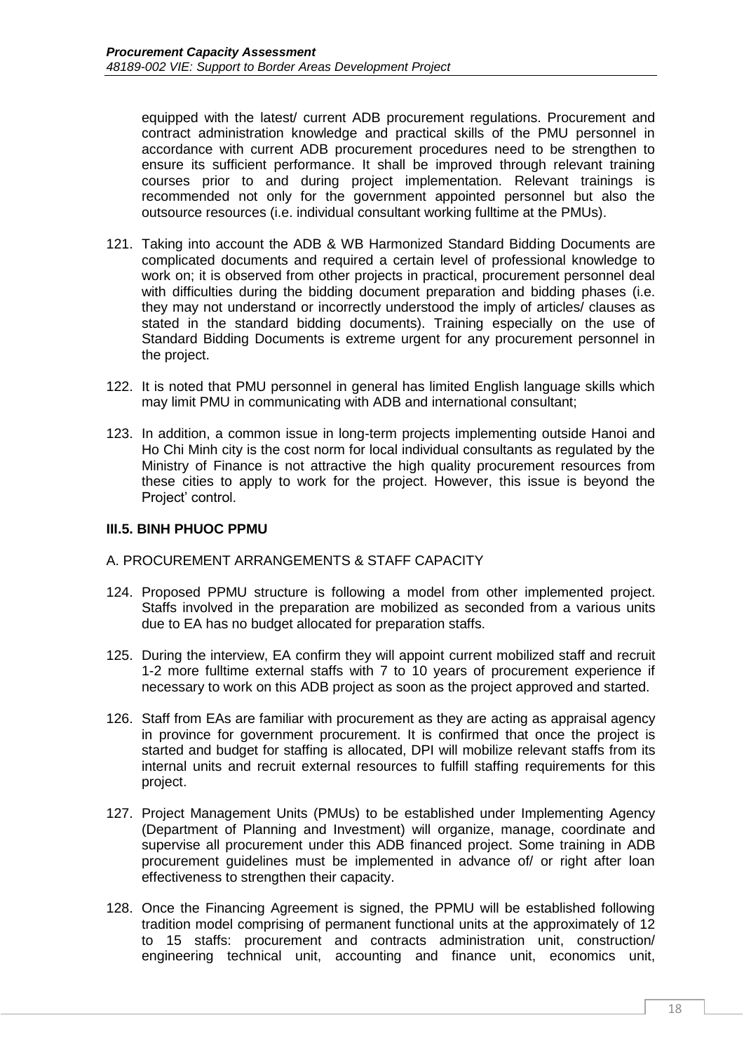equipped with the latest/ current ADB procurement regulations. Procurement and contract administration knowledge and practical skills of the PMU personnel in accordance with current ADB procurement procedures need to be strengthen to ensure its sufficient performance. It shall be improved through relevant training courses prior to and during project implementation. Relevant trainings is recommended not only for the government appointed personnel but also the outsource resources (i.e. individual consultant working fulltime at the PMUs).

121. Taking into account the ADB & WB Harmonized Standard Bidding Documents are complicated documents and required a certain level of professional knowledge to work on; it is observed from other projects in practical, procurement personnel deal with difficulties during the bidding document preparation and bidding phases (i.e. they may not understand or incorrectly understood the imply of articles/ clauses as stated in the standard bidding documents). Training especially on the use of Standard Bidding Documents is extreme urgent for any procurement personnel in the project.

122. It is noted that PMU personnel in general has limited English language skills which may limit PMU in communicating with ADB and international consultant;

123. In addition, a common issue in long-term projects implementing outside Hanoi and Ho Chi Minh city is the cost norm for local individual consultants as regulated by the Ministry of Finance is not attractive the high quality procurement resources from these cities to apply to work for the project. However, this issue is beyond the Project' control.

### III.5. BINH PHUOC PPMU

A. PROCUREMENT ARRANGEMENTS & STAFF CAPACITY

124. Proposed PPMU structure is following a model from other implemented project. Staffs involved in the preparation are mobilized as seconded from a various units due to EA has no budget allocated for preparation staffs.

125. During the interview, EA confirm they will appoint current mobilized staff and recruit 1-2 more fulltime external staffs with 7 to 10 years of procurement experience if necessary to work on this ADB project as soon as the project approved and started.

126. Staff from EAs are familiar with procurement as they are acting as appraisal agency in province for government procurement. It is confirmed that once the project is started and budget for staffing is allocated, DPI will mobilize relevant staffs from its internal units and recruit external resources to fulfill staffing requirements for this project.

127. Project Management Units (PMUs) to be established under Implementing Agency (Department of Planning and Investment) will organize, manage, coordinate and supervise all procurement under this ADB financed project. Some training in ADB procurement guidelines must be implemented in advance of/ or right after loan effectiveness to strengthen their capacity.

128. Once the Financing Agreement is signed, the PPMU will be established following tradition model comprising of permanent functional units at the approximately of 12 to 15 staffs: procurement and contracts administration unit, construction/ engineering technical unit, accounting and finance unit, economics unit,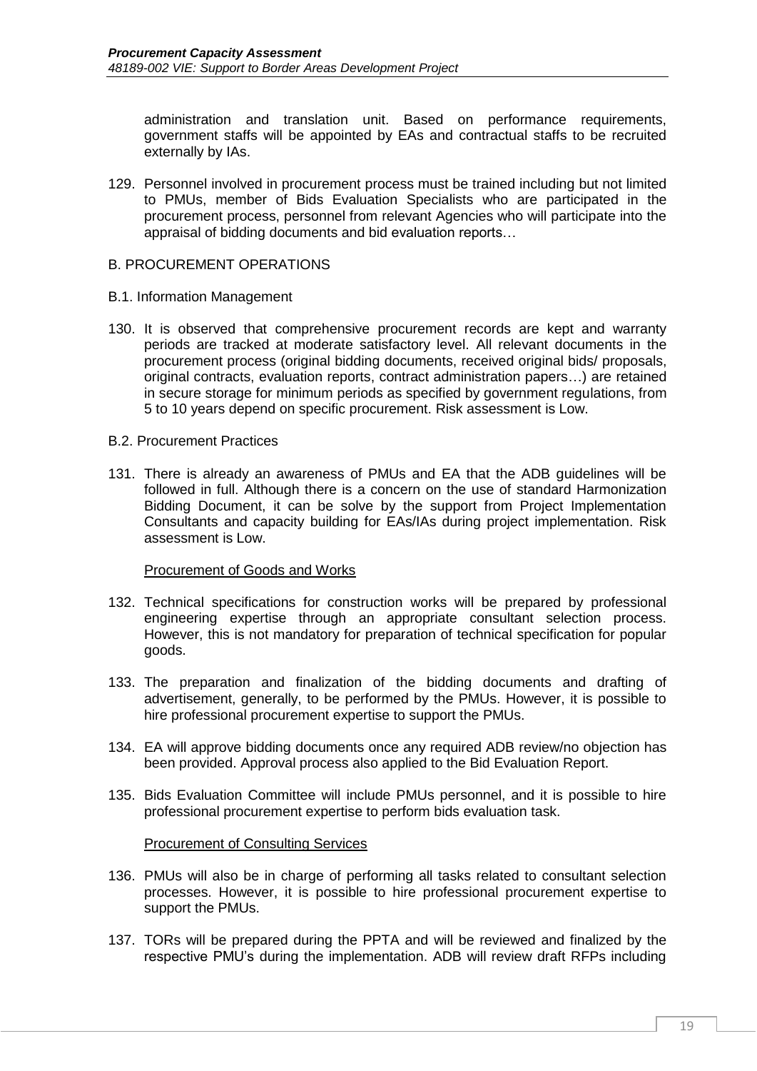administration and translation unit. Based on performance requirements, government staffs will be appointed by EAs and contractual staffs to be recruited externally by IAs.

129. Personnel involved in procurement process must be trained including but not limited to PMUs, member of Bids Evaluation Specialists who are participated in the procurement process, personnel from relevant Agencies who will participate into the appraisal of bidding documents and bid evaluation reports…

B. PROCUREMENT OPERATIONS

B.1. Information Management

130. It is observed that comprehensive procurement records are kept and warranty periods are tracked at moderate satisfactory level. All relevant documents in the procurement process (original bidding documents, received original bids/ proposals, original contracts, evaluation reports, contract administration papers…) are retained in secure storage for minimum periods as specified by government regulations, from 5 to 10 years depend on specific procurement. Risk assessment is Low.

B.2. Procurement Practices

131. There is already an awareness of PMUs and EA that the ADB guidelines will be followed in full. Although there is a concern on the use of standard Harmonization Bidding Document, it can be solve by the support from Project Implementation Consultants and capacity building for EAs/IAs during project implementation. Risk assessment is Low.

Procurement of Goods and Works

132. Technical specifications for construction works will be prepared by professional engineering expertise through an appropriate consultant selection process. However, this is not mandatory for preparation of technical specification for popular goods.

133. The preparation and finalization of the bidding documents and drafting of advertisement, generally, to be performed by the PMUs. However, it is possible to hire professional procurement expertise to support the PMUs.

134. EA will approve bidding documents once any required ADB review/no objection has been provided. Approval process also applied to the Bid Evaluation Report.

135. Bids Evaluation Committee will include PMUs personnel, and it is possible to hire professional procurement expertise to perform bids evaluation task.

Procurement of Consulting Services

136. PMUs will also be in charge of performing all tasks related to consultant selection processes. However, it is possible to hire professional procurement expertise to support the PMUs.

137. TORs will be prepared during the PPTA and will be reviewed and finalized by the respective PMU's during the implementation. ADB will review draft RFPs including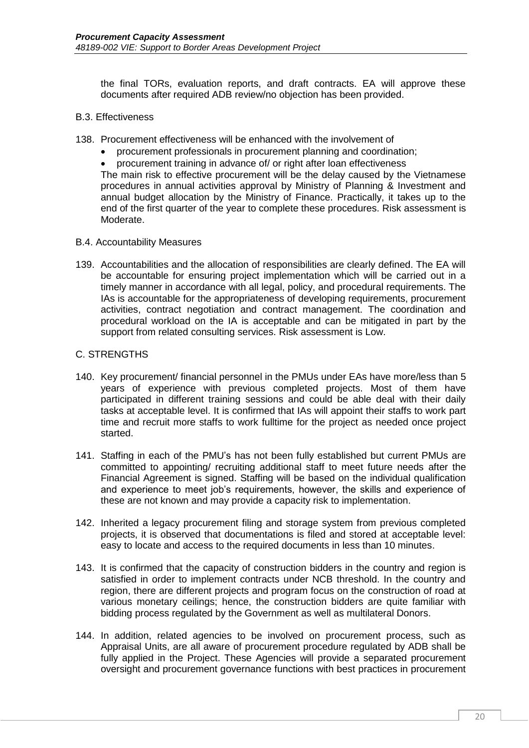the final TORs, evaluation reports, and draft contracts. EA will approve these documents after required ADB review/no objection has been provided.

B.3. Effectiveness

138. Procurement effectiveness will be enhanced with the involvement of
    - procurement professionals in procurement planning and coordination;
    - procurement training in advance of/ or right after loan effectiveness

    The main risk to effective procurement will be the delay caused by the Vietnamese procedures in annual activities approval by Ministry of Planning & Investment and annual budget allocation by the Ministry of Finance. Practically, it takes up to the end of the first quarter of the year to complete these procedures. Risk assessment is Moderate.

B.4. Accountability Measures

139. Accountabilities and the allocation of responsibilities are clearly defined. The EA will be accountable for ensuring project implementation which will be carried out in a timely manner in accordance with all legal, policy, and procedural requirements. The IAs is accountable for the appropriateness of developing requirements, procurement activities, contract negotiation and contract management. The coordination and procedural workload on the IA is acceptable and can be mitigated in part by the support from related consulting services. Risk assessment is Low.

C. STRENGTHS

140. Key procurement/ financial personnel in the PMUs under EAs have more/less than 5 years of experience with previous completed projects. Most of them have participated in different training sessions and could be able deal with their daily tasks at acceptable level. It is confirmed that IAs will appoint their staffs to work part time and recruit more staffs to work fulltime for the project as needed once project started.

141. Staffing in each of the PMU's has not been fully established but current PMUs are committed to appointing/ recruiting additional staff to meet future needs after the Financial Agreement is signed. Staffing will be based on the individual qualification and experience to meet job's requirements, however, the skills and experience of these are not known and may provide a capacity risk to implementation.

142. Inherited a legacy procurement filing and storage system from previous completed projects, it is observed that documentations is filed and stored at acceptable level: easy to locate and access to the required documents in less than 10 minutes.

143. It is confirmed that the capacity of construction bidders in the country and region is satisfied in order to implement contracts under NCB threshold. In the country and region, there are different projects and program focus on the construction of road at various monetary ceilings; hence, the construction bidders are quite familiar with bidding process regulated by the Government as well as multilateral Donors.

144. In addition, related agencies to be involved on procurement process, such as Appraisal Units, are all aware of procurement procedure regulated by ADB shall be fully applied in the Project. These Agencies will provide a separated procurement oversight and procurement governance functions with best practices in procurement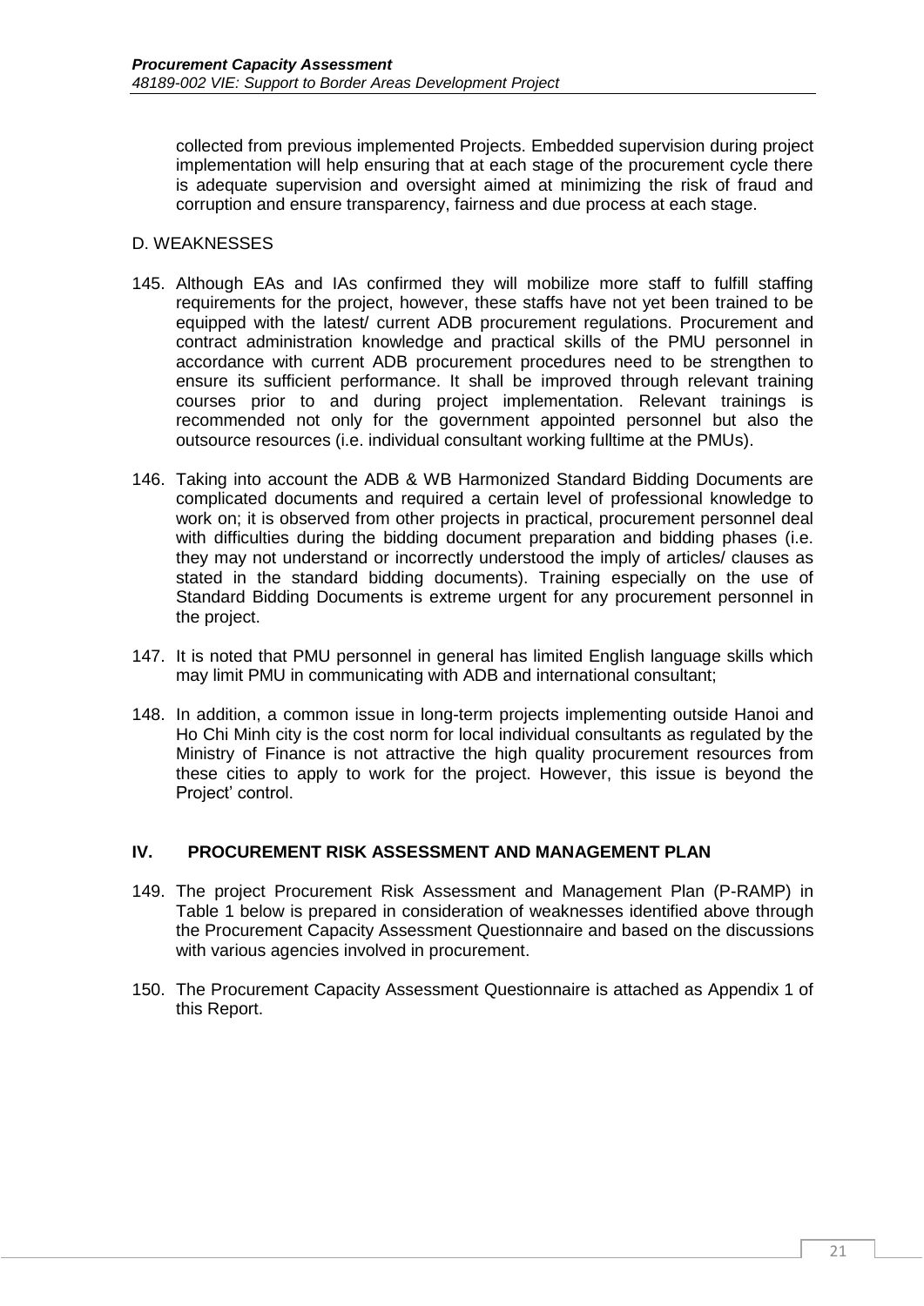collected from previous implemented Projects. Embedded supervision during project implementation will help ensuring that at each stage of the procurement cycle there is adequate supervision and oversight aimed at minimizing the risk of fraud and corruption and ensure transparency, fairness and due process at each stage.

### D. WEAKNESSES

145. Although EAs and IAs confirmed they will mobilize more staff to fulfill staffing requirements for the project, however, these staffs have not yet been trained to be equipped with the latest/ current ADB procurement regulations. Procurement and contract administration knowledge and practical skills of the PMU personnel in accordance with current ADB procurement procedures need to be strengthen to ensure its sufficient performance. It shall be improved through relevant training courses prior to and during project implementation. Relevant trainings is recommended not only for the government appointed personnel but also the outsource resources (i.e. individual consultant working fulltime at the PMUs).

146. Taking into account the ADB & WB Harmonized Standard Bidding Documents are complicated documents and required a certain level of professional knowledge to work on; it is observed from other projects in practical, procurement personnel deal with difficulties during the bidding document preparation and bidding phases (i.e. they may not understand or incorrectly understood the imply of articles/ clauses as stated in the standard bidding documents). Training especially on the use of Standard Bidding Documents is extreme urgent for any procurement personnel in the project.

147. It is noted that PMU personnel in general has limited English language skills which may limit PMU in communicating with ADB and international consultant;

148. In addition, a common issue in long-term projects implementing outside Hanoi and Ho Chi Minh city is the cost norm for local individual consultants as regulated by the Ministry of Finance is not attractive the high quality procurement resources from these cities to apply to work for the project. However, this issue is beyond the Project' control.

## IV. PROCUREMENT RISK ASSESSMENT AND MANAGEMENT PLAN

149. The project Procurement Risk Assessment and Management Plan (P-RAMP) in Table 1 below is prepared in consideration of weaknesses identified above through the Procurement Capacity Assessment Questionnaire and based on the discussions with various agencies involved in procurement.

150. The Procurement Capacity Assessment Questionnaire is attached as Appendix 1 of this Report.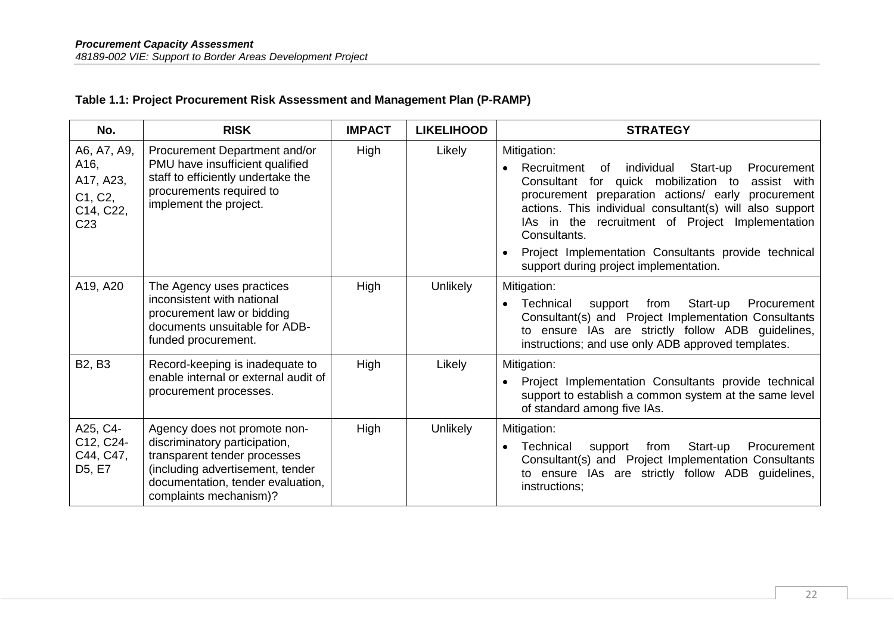**Table 1.1: Project Procurement Risk Assessment and Management Plan (P-RAMP)**

| No. | RISK | IMPACT | LIKELIHOOD | STRATEGY |
|---|---|---|---|---|
| A6, A7, A9, A16, A17, A23, C1, C2, C14, C22, C23 | Procurement Department and/or PMU have insufficient qualified staff to efficiently undertake the procurements required to implement the project. | High | Likely | Mitigation:<br>• Recruitment of individual Start-up Procurement Consultant for quick mobilization to assist with procurement preparation actions/ early procurement actions. This individual consultant(s) will also support IAs in the recruitment of Project Implementation Consultants.<br>• Project Implementation Consultants provide technical support during project implementation. |
| A19, A20 | The Agency uses practices inconsistent with national procurement law or bidding documents unsuitable for ADB-funded procurement. | High | Unlikely | Mitigation:<br>• Technical support from Start-up Procurement Consultant(s) and Project Implementation Consultants to ensure IAs are strictly follow ADB guidelines, instructions; and use only ADB approved templates. |
| B2, B3 | Record-keeping is inadequate to enable internal or external audit of procurement processes. | High | Likely | Mitigation:<br>• Project Implementation Consultants provide technical support to establish a common system at the same level of standard among five IAs. |
| A25, C4-C12, C24-C44, C47, D5, E7 | Agency does not promote non-discriminatory participation, transparent tender processes (including advertisement, tender documentation, tender evaluation, complaints mechanism)? | High | Unlikely | Mitigation:<br>• Technical support from Start-up Procurement Consultant(s) and Project Implementation Consultants to ensure IAs are strictly follow ADB guidelines, instructions; |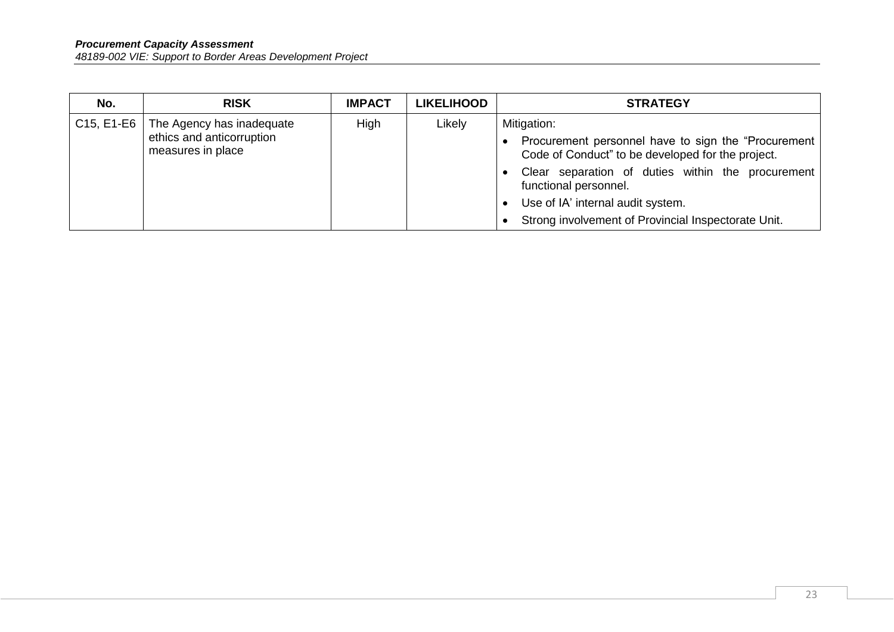| No. | RISK | IMPACT | LIKELIHOOD | STRATEGY |
|---|---|---|---|---|
| C15, E1-E6 | The Agency has inadequate ethics and anticorruption measures in place | High | Likely | Mitigation:<br>• Procurement personnel have to sign the “Procurement Code of Conduct” to be developed for the project.<br>• Clear separation of duties within the procurement functional personnel.<br>• Use of IA’ internal audit system.<br>• Strong involvement of Provincial Inspectorate Unit. |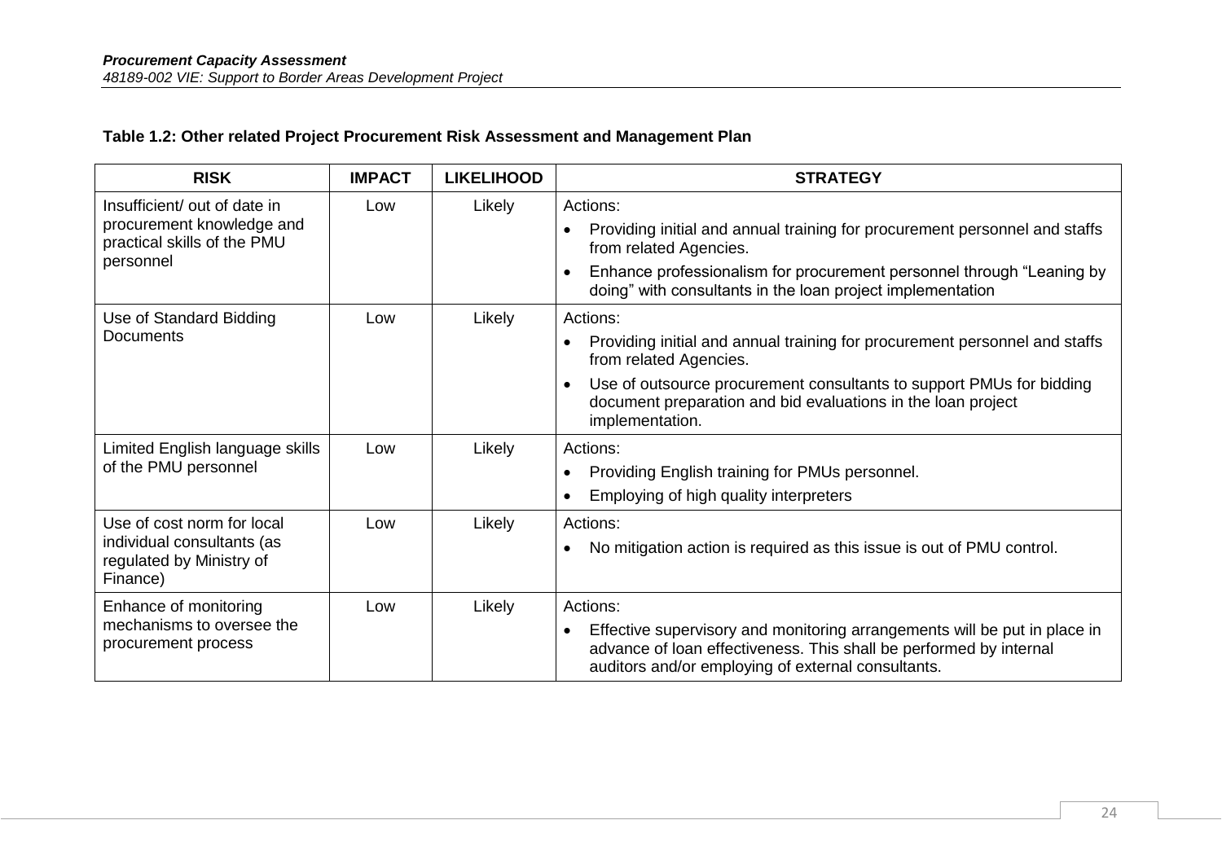**Table 1.2: Other related Project Procurement Risk Assessment and Management Plan**

| RISK | IMPACT | LIKELIHOOD | STRATEGY |
|---|---|---|---|
| Insufficient/ out of date in procurement knowledge and practical skills of the PMU personnel | Low | Likely | Actions:<br>• Providing initial and annual training for procurement personnel and staffs from related Agencies.<br>• Enhance professionalism for procurement personnel through "Leaning by doing" with consultants in the loan project implementation |
| Use of Standard Bidding Documents | Low | Likely | Actions:<br>• Providing initial and annual training for procurement personnel and staffs from related Agencies.<br>• Use of outsource procurement consultants to support PMUs for bidding document preparation and bid evaluations in the loan project implementation. |
| Limited English language skills of the PMU personnel | Low | Likely | Actions:<br>• Providing English training for PMUs personnel.<br>• Employing of high quality interpreters |
| Use of cost norm for local individual consultants (as regulated by Ministry of Finance) | Low | Likely | Actions:<br>• No mitigation action is required as this issue is out of PMU control. |
| Enhance of monitoring mechanisms to oversee the procurement process | Low | Likely | Actions:<br>• Effective supervisory and monitoring arrangements will be put in place in advance of loan effectiveness. This shall be performed by internal auditors and/or employing of external consultants. |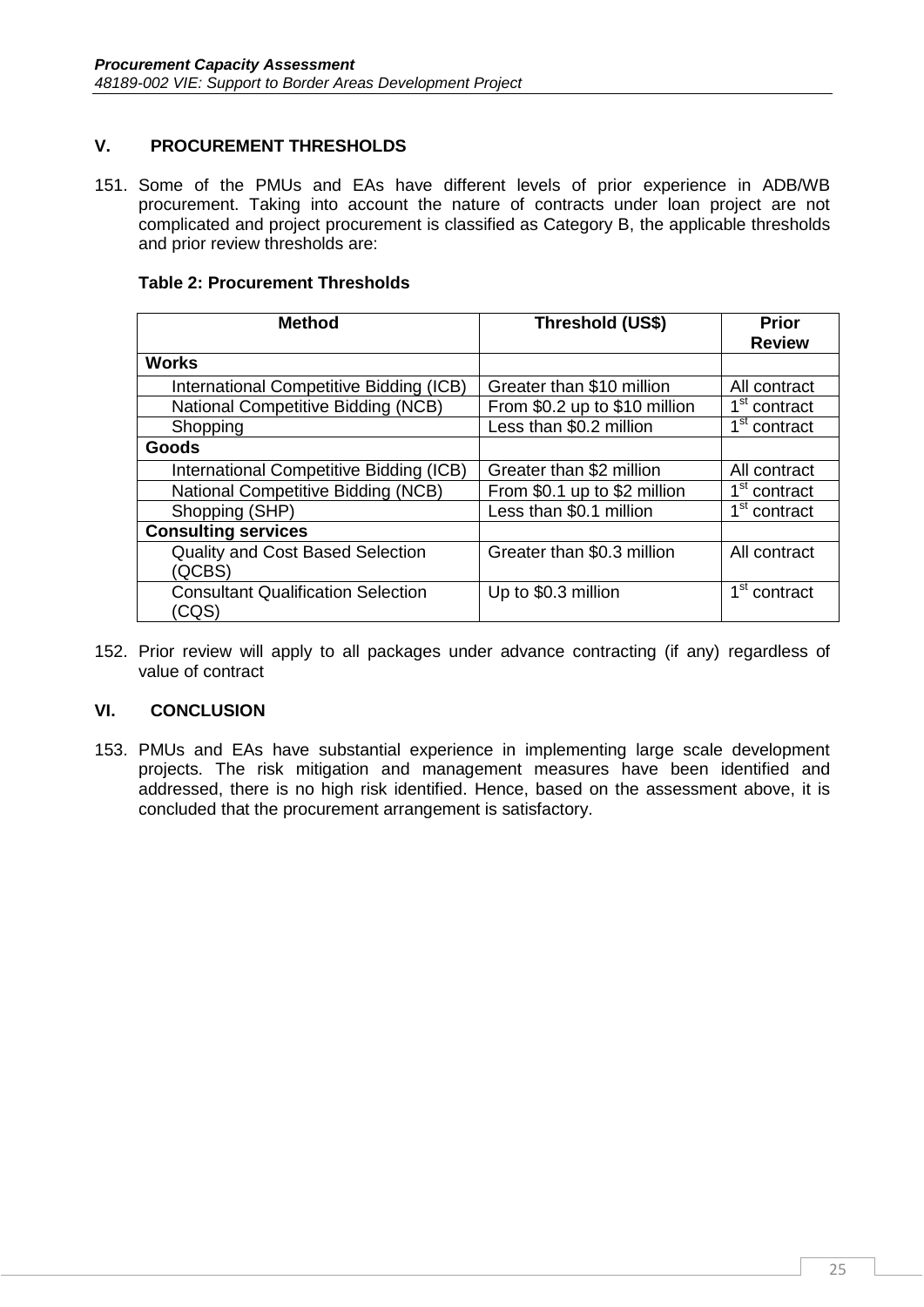## V. PROCUREMENT THRESHOLDS

151. Some of the PMUs and EAs have different levels of prior experience in ADB/WB procurement. Taking into account the nature of contracts under loan project are not complicated and project procurement is classified as Category B, the applicable thresholds and prior review thresholds are:

**Table 2: Procurement Thresholds**

| Method | Threshold (US$) | Prior Review |
|---|---|---|
| **Works** | | |
| International Competitive Bidding (ICB) | Greater than \$10 million | All contract |
| National Competitive Bidding (NCB) | From \$0.2 up to \$10 million | 1st contract |
| Shopping | Less than \$0.2 million | 1st contract |
| **Goods** | | |
| International Competitive Bidding (ICB) | Greater than \$2 million | All contract |
| National Competitive Bidding (NCB) | From \$0.1 up to \$2 million | 1st contract |
| Shopping (SHP) | Less than \$0.1 million | 1st contract |
| **Consulting services** | | |
| Quality and Cost Based Selection (QCBS) | Greater than \$0.3 million | All contract |
| Consultant Qualification Selection (CQS) | Up to \$0.3 million | 1st contract |

152. Prior review will apply to all packages under advance contracting (if any) regardless of value of contract

## VI. CONCLUSION

153. PMUs and EAs have substantial experience in implementing large scale development projects. The risk mitigation and management measures have been identified and addressed, there is no high risk identified. Hence, based on the assessment above, it is concluded that the procurement arrangement is satisfactory.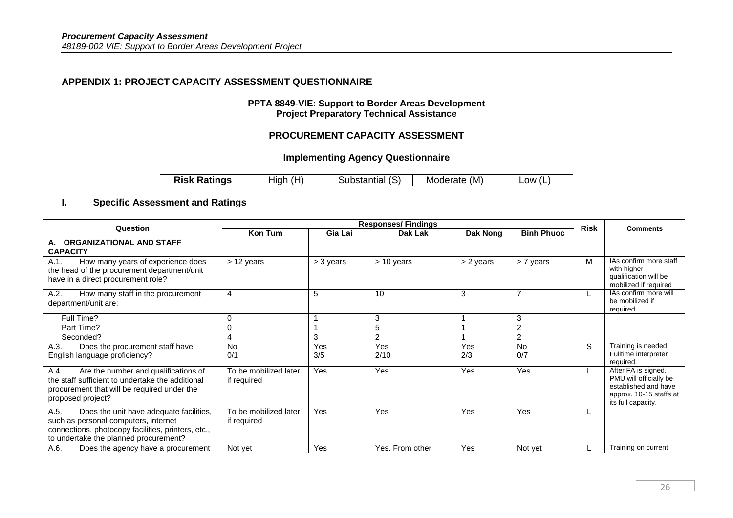## APPENDIX 1: PROJECT CAPACITY ASSESSMENT QUESTIONNAIRE

**PPTA 8849-VIE: Support to Border Areas Development**
**Project Preparatory Technical Assistance**

**PROCUREMENT CAPACITY ASSESSMENT**

**Implementing Agency Questionnaire**

| **Risk Ratings** | High (H) | Substantial (S) | Moderate (M) | Low (L) |
|---|---|---|---|---|

## I. Specific Assessment and Ratings

| Question | Responses/ Findings | | | | | Risk | Comments |
|---|---|---|---|---|---|---|---|
| | Kon Tum | Gia Lai | Dak Lak | Dak Nong | Binh Phuoc | | |
| **A. ORGANIZATIONAL AND STAFF CAPACITY** | | | | | | | |
| A.1. How many years of experience does the head of the procurement department/unit have in a direct procurement role? | > 12 years | > 3 years | > 10 years | > 2 years | > 7 years | M | IAs confirm more staff with higher qualification will be mobilized if required |
| A.2. How many staff in the procurement department/unit are: | 4 | 5 | 10 | 3 | 7 | L | IAs confirm more will be mobilized if required |
| Full Time? | 0 | 1 | 3 | 1 | 3 | | |
| Part Time? | 0 | 1 | 5 | 1 | 2 | | |
| Seconded? | 4 | 3 | 2 | 1 | 2 | | |
| A.3. Does the procurement staff have English language proficiency? | No 0/1 | Yes 3/5 | Yes 2/10 | Yes 2/3 | No 0/7 | S | Training is needed. Fulltime interpreter required. |
| A.4. Are the number and qualifications of the staff sufficient to undertake the additional procurement that will be required under the proposed project? | To be mobilized later if required | Yes | Yes | Yes | Yes | L | After FA is signed, PMU will officially be established and have approx. 10-15 staffs at its full capacity. |
| A.5. Does the unit have adequate facilities, such as personal computers, internet connections, photocopy facilities, printers, etc., to undertake the planned procurement? | To be mobilized later if required | Yes | Yes | Yes | Yes | L | |
| A.6. Does the agency have a procurement | Not yet | Yes | Yes. From other | Yes | Not yet | L | Training on current |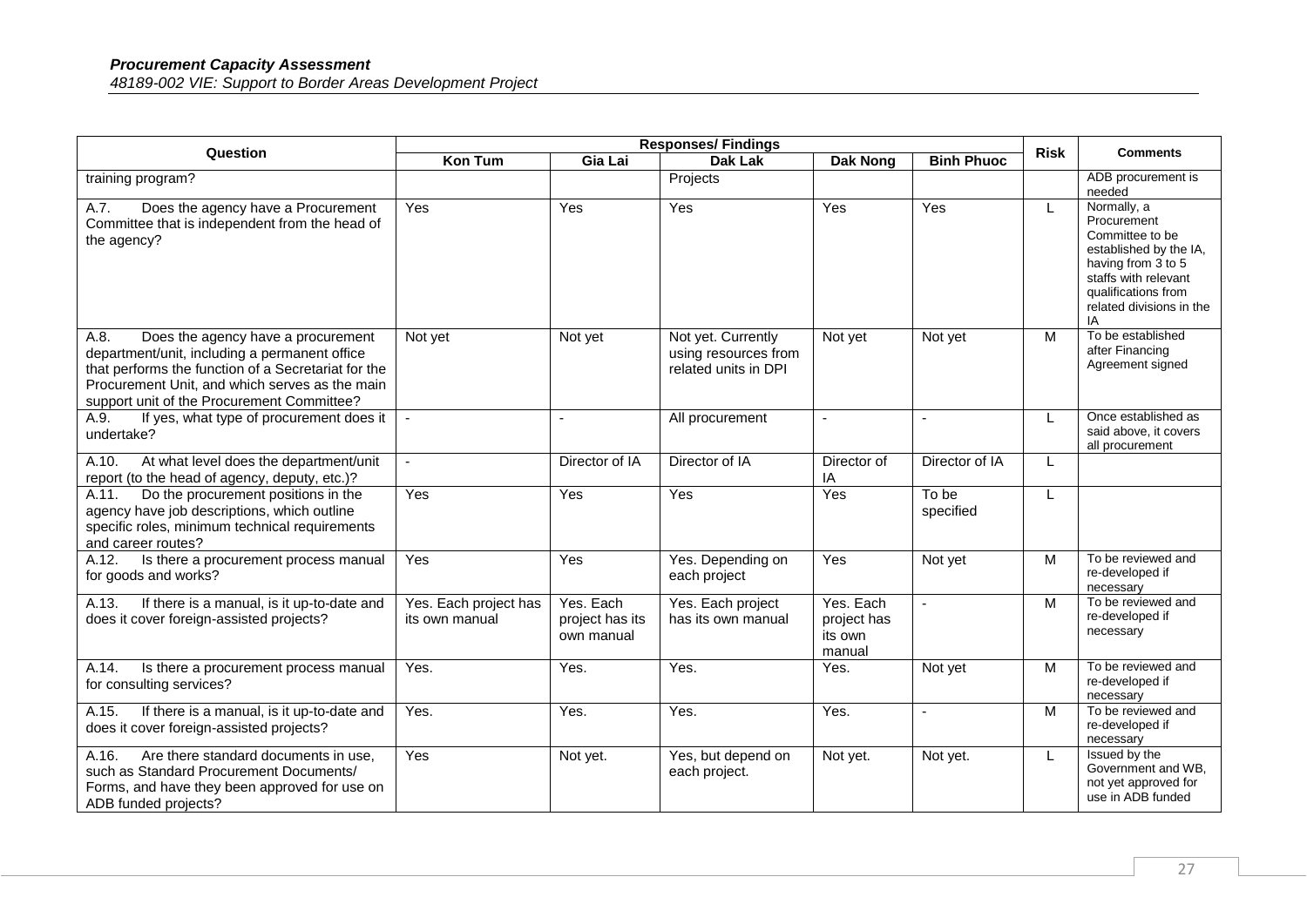| Question | Responses/ Findings | | | | | Risk | Comments |
|---|---|---|---|---|---|---|---|
| | Kon Tum | Gia Lai | Dak Lak | Dak Nong | Binh Phuoc | | |
| training program? | | | Projects | | | | ADB procurement is needed |
| A.7. Does the agency have a Procurement Committee that is independent from the head of the agency? | Yes | Yes | Yes | Yes | Yes | L | Normally, a Procurement Committee to be established by the IA, having from 3 to 5 staffs with relevant qualifications from related divisions in the IA |
| A.8. Does the agency have a procurement department/unit, including a permanent office that performs the function of a Secretariat for the Procurement Unit, and which serves as the main support unit of the Procurement Committee? | Not yet | Not yet | Not yet. Currently using resources from related units in DPI | Not yet | Not yet | M | To be established after Financing Agreement signed |
| A.9. If yes, what type of procurement does it undertake? | - | - | All procurement | - | - | L | Once established as said above, it covers all procurement |
| A.10. At what level does the department/unit report (to the head of agency, deputy, etc.)? | - | Director of IA | Director of IA | Director of IA | Director of IA | L | |
| A.11. Do the procurement positions in the agency have job descriptions, which outline specific roles, minimum technical requirements and career routes? | Yes | Yes | Yes | Yes | To be specified | L | |
| A.12. Is there a procurement process manual for goods and works? | Yes | Yes | Yes. Depending on each project | Yes | Not yet | M | To be reviewed and re-developed if necessary |
| A.13. If there is a manual, is it up-to-date and does it cover foreign-assisted projects? | Yes. Each project has its own manual | Yes. Each project has its own manual | Yes. Each project has its own manual | Yes. Each project has its own manual | - | M | To be reviewed and re-developed if necessary |
| A.14. Is there a procurement process manual for consulting services? | Yes. | Yes. | Yes. | Yes. | Not yet | M | To be reviewed and re-developed if necessary |
| A.15. If there is a manual, is it up-to-date and does it cover foreign-assisted projects? | Yes. | Yes. | Yes. | Yes. | - | M | To be reviewed and re-developed if necessary |
| A.16. Are there standard documents in use, such as Standard Procurement Documents/ Forms, and have they been approved for use on ADB funded projects? | Yes | Not yet. | Yes, but depend on each project. | Not yet. | Not yet. | L | Issued by the Government and WB, not yet approved for use in ADB funded |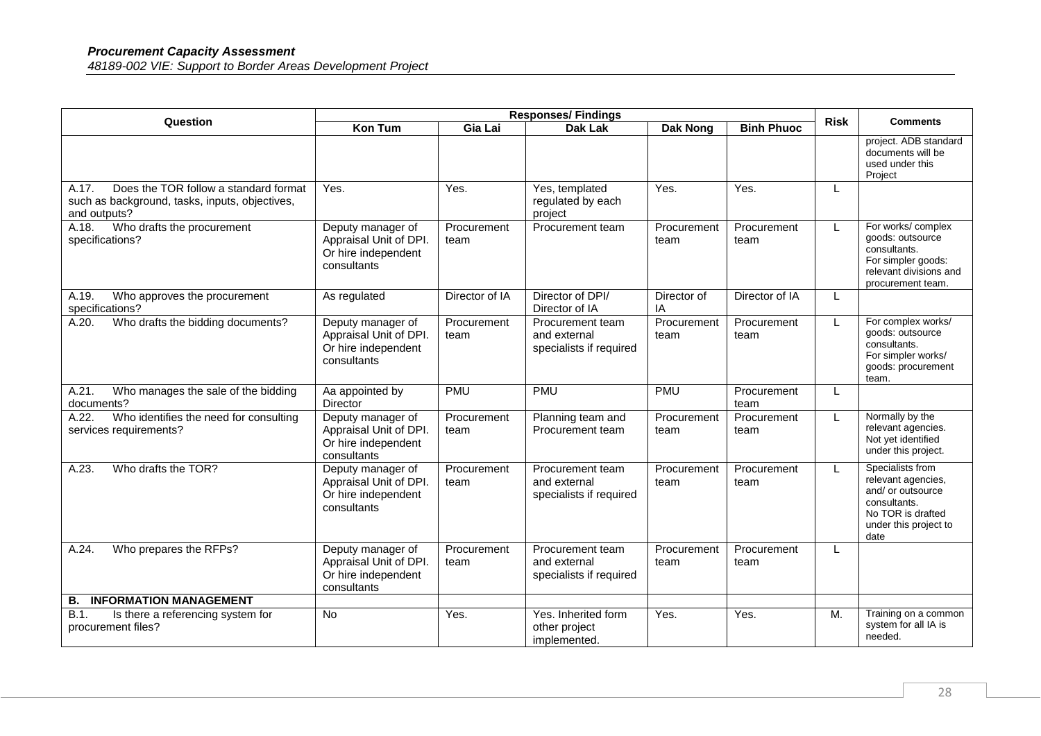| Question | Responses/ Findings | | | | | Risk | Comments |
|---|---|---|---|---|---|---|---|
| | Kon Tum | Gia Lai | Dak Lak | Dak Nong | Binh Phuoc | | |
| | | | | | | | project. ADB standard documents will be used under this Project |
| A.17. Does the TOR follow a standard format such as background, tasks, inputs, objectives, and outputs? | Yes. | Yes. | Yes, templated regulated by each project | Yes. | Yes. | L | |
| A.18. Who drafts the procurement specifications? | Deputy manager of Appraisal Unit of DPI. Or hire independent consultants | Procurement team | Procurement team | Procurement team | Procurement team | L | For works/ complex goods: outsource consultants. For simpler goods: relevant divisions and procurement team. |
| A.19. Who approves the procurement specifications? | As regulated | Director of IA | Director of DPI/ Director of IA | Director of IA | Director of IA | L | |
| A.20. Who drafts the bidding documents? | Deputy manager of Appraisal Unit of DPI. Or hire independent consultants | Procurement team | Procurement team and external specialists if required | Procurement team | Procurement team | L | For complex works/ goods: outsource consultants. For simpler works/ goods: procurement team. |
| A.21. Who manages the sale of the bidding documents? | Aa appointed by Director | PMU | PMU | PMU | Procurement team | L | |
| A.22. Who identifies the need for consulting services requirements? | Deputy manager of Appraisal Unit of DPI. Or hire independent consultants | Procurement team | Planning team and Procurement team | Procurement team | Procurement team | L | Normally by the relevant agencies. Not yet identified under this project. |
| A.23. Who drafts the TOR? | Deputy manager of Appraisal Unit of DPI. Or hire independent consultants | Procurement team | Procurement team and external specialists if required | Procurement team | Procurement team | L | Specialists from relevant agencies, and/ or outsource consultants. No TOR is drafted under this project to date |
| A.24. Who prepares the RFPs? | Deputy manager of Appraisal Unit of DPI. Or hire independent consultants | Procurement team | Procurement team and external specialists if required | Procurement team | Procurement team | L | |
| **B. INFORMATION MANAGEMENT** | | | | | | | |
| B.1. Is there a referencing system for procurement files? | No | Yes. | Yes. Inherited form other project implemented. | Yes. | Yes. | M. | Training on a common system for all IA is needed. |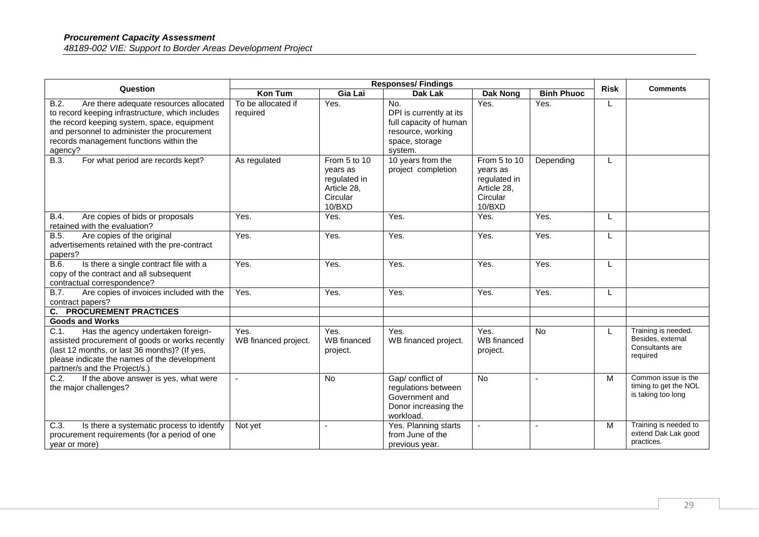| Question | Responses/ Findings | | | | | Risk | Comments |
|---|---|---|---|---|---|---|---|
| | Kon Tum | Gia Lai | Dak Lak | Dak Nong | Binh Phuoc | | |
| B.2. Are there adequate resources allocated to record keeping infrastructure, which includes the record keeping system, space, equipment and personnel to administer the procurement records management functions within the agency? | To be allocated if required | Yes. | No. DPI is currently at its full capacity of human resource, working space, storage system. | Yes. | Yes. | L | |
| B.3. For what period are records kept? | As regulated | From 5 to 10 years as regulated in Article 28, Circular 10/BXD | 10 years from the project completion | From 5 to 10 years as regulated in Article 28, Circular 10/BXD | Depending | L | |
| B.4. Are copies of bids or proposals retained with the evaluation? | Yes. | Yes. | Yes. | Yes. | Yes. | L | |
| B.5. Are copies of the original advertisements retained with the pre-contract papers? | Yes. | Yes. | Yes. | Yes. | Yes. | L | |
| B.6. Is there a single contract file with a copy of the contract and all subsequent contractual correspondence? | Yes. | Yes. | Yes. | Yes. | Yes. | L | |
| B.7. Are copies of invoices included with the contract papers? | Yes. | Yes. | Yes. | Yes. | Yes. | L | |
| **C. PROCUREMENT PRACTICES** | | | | | | | |
| **Goods and Works** | | | | | | | |
| C.1. Has the agency undertaken foreign-assisted procurement of goods or works recently (last 12 months, or last 36 months)? (If yes, please indicate the names of the development partner/s and the Project/s.) | Yes. WB financed project. | Yes. WB financed project. | Yes. WB financed project. | Yes. WB financed project. | No | L | Training is needed. Besides, external Consultants are required |
| C.2. If the above answer is yes, what were the major challenges? | - | No | Gap/ conflict of regulations between Government and Donor increasing the workload. | No | - | M | Common issue is the timing to get the NOL is taking too long |
| C.3. Is there a systematic process to identify procurement requirements (for a period of one year or more) | Not yet | - | Yes. Planning starts from June of the previous year. | - | - | M | Training is needed to extend Dak Lak good practices. |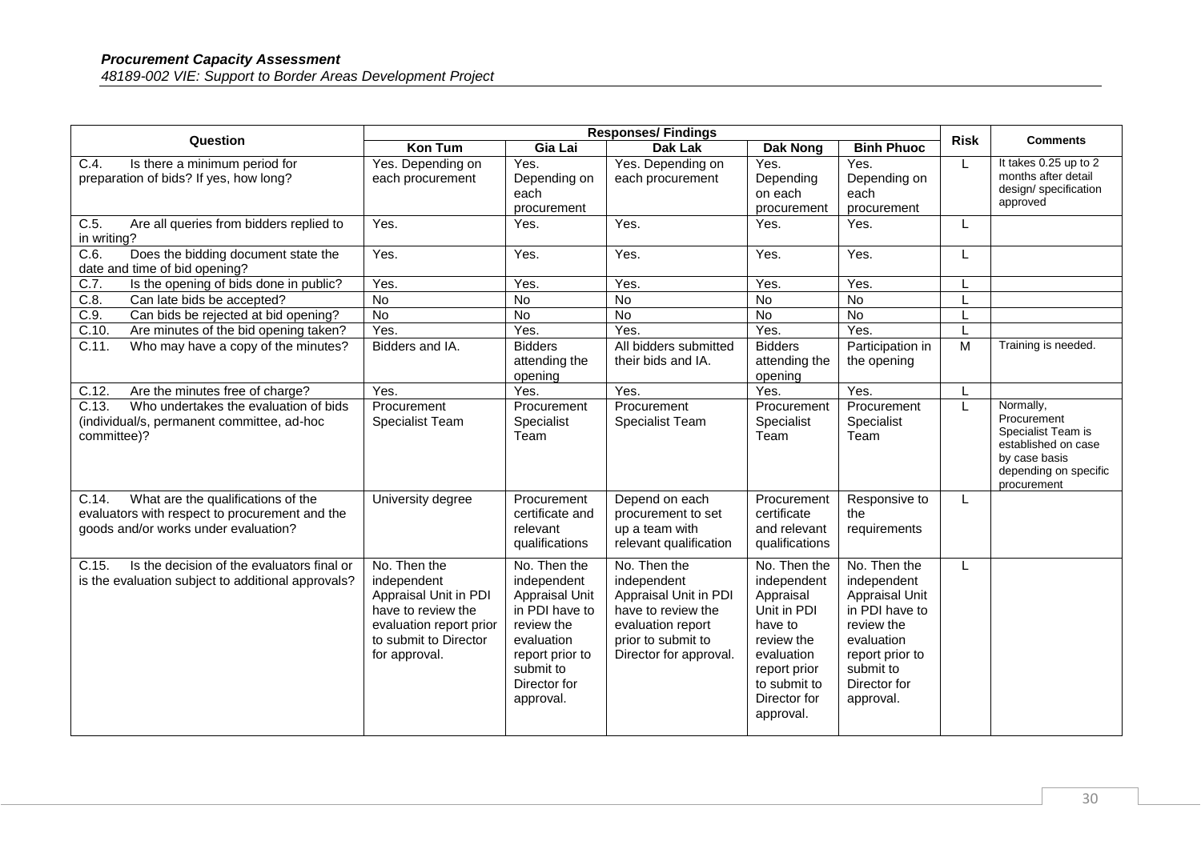| Question | Responses/ Findings | | | | | Risk | Comments |
|---|---|---|---|---|---|---|---|
| | Kon Tum | Gia Lai | Dak Lak | Dak Nong | Binh Phuoc | | |
| C.4. Is there a minimum period for preparation of bids? If yes, how long? | Yes. Depending on each procurement | Yes. Depending on each procurement | Yes. Depending on each procurement | Yes. Depending on each procurement | Yes. Depending on each procurement | L | It takes 0.25 up to 2 months after detail design/ specification approved |
| C.5. Are all queries from bidders replied to in writing? | Yes. | Yes. | Yes. | Yes. | Yes. | L | |
| C.6. Does the bidding document state the date and time of bid opening? | Yes. | Yes. | Yes. | Yes. | Yes. | L | |
| C.7. Is the opening of bids done in public? | Yes. | Yes. | Yes. | Yes. | Yes. | L | |
| C.8. Can late bids be accepted? | No | No | No | No | No | L | |
| C.9. Can bids be rejected at bid opening? | No | No | No | No | No | L | |
| C.10. Are minutes of the bid opening taken? | Yes. | Yes. | Yes. | Yes. | Yes. | L | |
| C.11. Who may have a copy of the minutes? | Bidders and IA. | Bidders attending the opening | All bidders submitted their bids and IA. | Bidders attending the opening | Participation in the opening | M | Training is needed. |
| C.12. Are the minutes free of charge? | Yes. | Yes. | Yes. | Yes. | Yes. | L | |
| C.13. Who undertakes the evaluation of bids (individual/s, permanent committee, ad-hoc committee)? | Procurement Specialist Team | Procurement Specialist Team | Procurement Specialist Team | Procurement Specialist Team | Procurement Specialist Team | L | Normally, Procurement Specialist Team is established on case by case basis depending on specific procurement |
| C.14. What are the qualifications of the evaluators with respect to procurement and the goods and/or works under evaluation? | University degree | Procurement certificate and relevant qualifications | Depend on each procurement to set up a team with relevant qualification | Procurement certificate and relevant qualifications | Responsive to the requirements | L | |
| C.15. Is the decision of the evaluators final or is the evaluation subject to additional approvals? | No. Then the independent Appraisal Unit in PDI have to review the evaluation report prior to submit to Director for approval. | No. Then the independent Appraisal Unit in PDI have to review the evaluation report prior to submit to Director for approval. | No. Then the independent Appraisal Unit in PDI have to review the evaluation report prior to submit to Director for approval. | No. Then the independent Appraisal Unit in PDI have to review the evaluation report prior to submit to Director for approval. | No. Then the independent Appraisal Unit in PDI have to review the evaluation report prior to submit to Director for approval. | L | |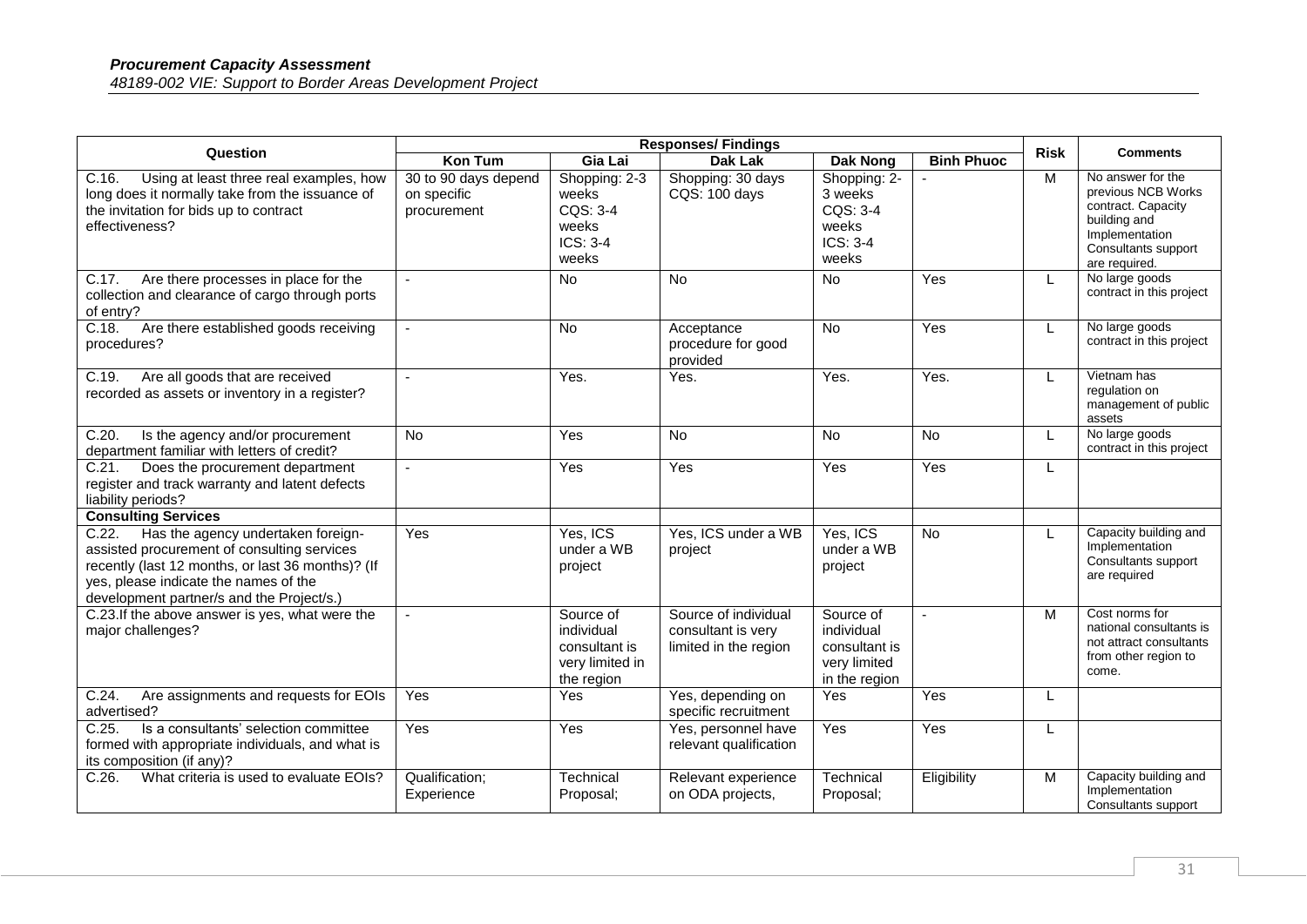| Question | Responses/ Findings | | | | | Risk | Comments |
|---|---|---|---|---|---|---|---|
| | Kon Tum | Gia Lai | Dak Lak | Dak Nong | Binh Phuoc | | |
| C.16. Using at least three real examples, how long does it normally take from the issuance of the invitation for bids up to contract effectiveness? | 30 to 90 days depend on specific procurement | Shopping: 2-3 weeks CQS: 3-4 weeks ICS: 3-4 weeks | Shopping: 30 days CQS: 100 days | Shopping: 2-3 weeks CQS: 3-4 weeks ICS: 3-4 weeks | - | M | No answer for the previous NCB Works contract. Capacity building and Implementation Consultants support are required. |
| C.17. Are there processes in place for the collection and clearance of cargo through ports of entry? | - | No | No | No | Yes | L | No large goods contract in this project |
| C.18. Are there established goods receiving procedures? | - | No | Acceptance procedure for good provided | No | Yes | L | No large goods contract in this project |
| C.19. Are all goods that are received recorded as assets or inventory in a register? | - | Yes. | Yes. | Yes. | Yes. | L | Vietnam has regulation on management of public assets |
| C.20. Is the agency and/or procurement department familiar with letters of credit? | No | Yes | No | No | No | L | No large goods contract in this project |
| C.21. Does the procurement department register and track warranty and latent defects liability periods? | - | Yes | Yes | Yes | Yes | L | |
| **Consulting Services** | | | | | | | |
| C.22. Has the agency undertaken foreign-assisted procurement of consulting services recently (last 12 months, or last 36 months)? (If yes, please indicate the names of the development partner/s and the Project/s.) | Yes | Yes, ICS under a WB project | Yes, ICS under a WB project | Yes, ICS under a WB project | No | L | Capacity building and Implementation Consultants support are required |
| C.23.If the above answer is yes, what were the major challenges? | - | Source of individual consultant is very limited in the region | Source of individual consultant is very limited in the region | Source of individual consultant is very limited in the region | - | M | Cost norms for national consultants is not attract consultants from other region to come. |
| C.24. Are assignments and requests for EOIs advertised? | Yes | Yes | Yes, depending on specific recruitment | Yes | Yes | L | |
| C.25. Is a consultants' selection committee formed with appropriate individuals, and what is its composition (if any)? | Yes | Yes | Yes, personnel have relevant qualification | Yes | Yes | L | |
| C.26. What criteria is used to evaluate EOIs? | Qualification; Experience | Technical Proposal; | Relevant experience on ODA projects, | Technical Proposal; | Eligibility | M | Capacity building and Implementation Consultants support |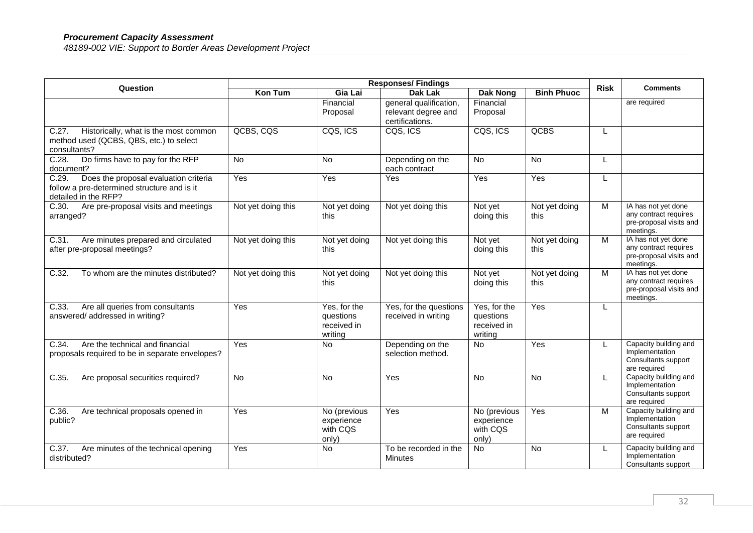| Question | Responses/ Findings | | | | | Risk | Comments |
|---|---|---|---|---|---|---|---|
| | Kon Tum | Gia Lai | Dak Lak | Dak Nong | Binh Phuoc | | |
| | | Financial Proposal | general qualification, relevant degree and certifications. | Financial Proposal | | | are required |
| C.27. Historically, what is the most common method used (QCBS, QBS, etc.) to select consultants? | QCBS, CQS | CQS, ICS | CQS, ICS | CQS, ICS | QCBS | L | |
| C.28. Do firms have to pay for the RFP document? | No | No | Depending on the each contract | No | No | L | |
| C.29. Does the proposal evaluation criteria follow a pre-determined structure and is it detailed in the RFP? | Yes | Yes | Yes | Yes | Yes | L | |
| C.30. Are pre-proposal visits and meetings arranged? | Not yet doing this | Not yet doing this | Not yet doing this | Not yet doing this | Not yet doing this | M | IA has not yet done any contract requires pre-proposal visits and meetings. |
| C.31. Are minutes prepared and circulated after pre-proposal meetings? | Not yet doing this | Not yet doing this | Not yet doing this | Not yet doing this | Not yet doing this | M | IA has not yet done any contract requires pre-proposal visits and meetings. |
| C.32. To whom are the minutes distributed? | Not yet doing this | Not yet doing this | Not yet doing this | Not yet doing this | Not yet doing this | M | IA has not yet done any contract requires pre-proposal visits and meetings. |
| C.33. Are all queries from consultants answered/ addressed in writing? | Yes | Yes, for the questions received in writing | Yes, for the questions received in writing | Yes, for the questions received in writing | Yes | L | |
| C.34. Are the technical and financial proposals required to be in separate envelopes? | Yes | No | Depending on the selection method. | No | Yes | L | Capacity building and Implementation Consultants support are required |
| C.35. Are proposal securities required? | No | No | Yes | No | No | L | Capacity building and Implementation Consultants support are required |
| C.36. Are technical proposals opened in public? | Yes | No (previous experience with CQS only) | Yes | No (previous experience with CQS only) | Yes | M | Capacity building and Implementation Consultants support are required |
| C.37. Are minutes of the technical opening distributed? | Yes | No | To be recorded in the Minutes | No | No | L | Capacity building and Implementation Consultants support |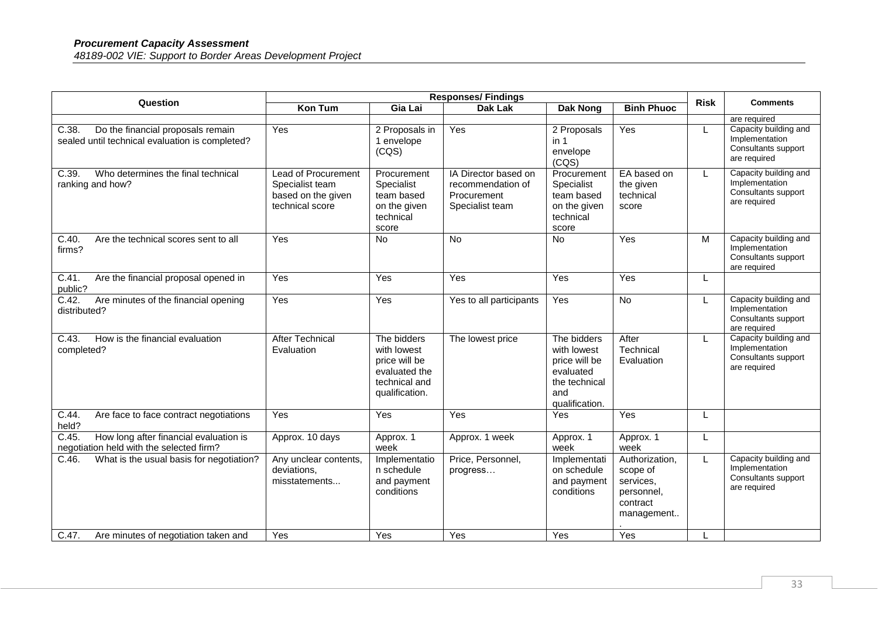| Question | Responses/ Findings | | | | | Risk | Comments |
|---|---|---|---|---|---|---|---|
| | Kon Tum | Gia Lai | Dak Lak | Dak Nong | Binh Phuoc | | |
| | | | | | | | are required |
| C.38. Do the financial proposals remain sealed until technical evaluation is completed? | Yes | 2 Proposals in 1 envelope (CQS) | Yes | 2 Proposals in 1 envelope (CQS) | Yes | L | Capacity building and Implementation Consultants support are required |
| C.39. Who determines the final technical ranking and how? | Lead of Procurement Specialist team based on the given technical score | Procurement Specialist team based on the given technical score | IA Director based on recommendation of Procurement Specialist team | Procurement Specialist team based on the given technical score | EA based on the given technical score | L | Capacity building and Implementation Consultants support are required |
| C.40. Are the technical scores sent to all firms? | Yes | No | No | No | Yes | M | Capacity building and Implementation Consultants support are required |
| C.41. Are the financial proposal opened in public? | Yes | Yes | Yes | Yes | Yes | L | |
| C.42. Are minutes of the financial opening distributed? | Yes | Yes | Yes to all participants | Yes | No | L | Capacity building and Implementation Consultants support are required |
| C.43. How is the financial evaluation completed? | After Technical Evaluation | The bidders with lowest price will be evaluated the technical and qualification. | The lowest price | The bidders with lowest price will be evaluated the technical and qualification. | After Technical Evaluation | L | Capacity building and Implementation Consultants support are required |
| C.44. Are face to face contract negotiations held? | Yes | Yes | Yes | Yes | Yes | L | |
| C.45. How long after financial evaluation is negotiation held with the selected firm? | Approx. 10 days | Approx. 1 week | Approx. 1 week | Approx. 1 week | Approx. 1 week | L | |
| C.46. What is the usual basis for negotiation? | Any unclear contents, deviations, misstatements... | Implementation schedule and payment conditions | Price, Personnel, progress… | Implementation schedule and payment conditions | Authorization, scope of services, personnel, contract management... | L | Capacity building and Implementation Consultants support are required |
| C.47. Are minutes of negotiation taken and | Yes | Yes | Yes | Yes | Yes | L | |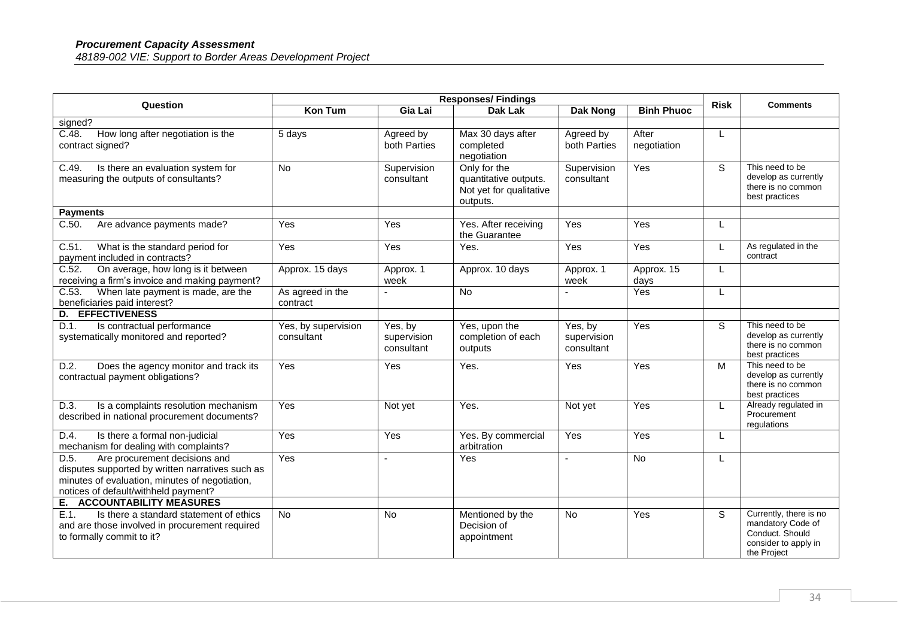| Question | Responses/ Findings | | | | | Risk | Comments |
|---|---|---|---|---|---|---|---|
| | Kon Tum | Gia Lai | Dak Lak | Dak Nong | Binh Phuoc | | |
| signed? | | | | | | | |
| C.48. How long after negotiation is the contract signed? | 5 days | Agreed by both Parties | Max 30 days after completed negotiation | Agreed by both Parties | After negotiation | L | |
| C.49. Is there an evaluation system for measuring the outputs of consultants? | No | Supervision consultant | Only for the quantitative outputs. Not yet for qualitative outputs. | Supervision consultant | Yes | S | This need to be develop as currently there is no common best practices |
| **Payments** | | | | | | | |
| C.50. Are advance payments made? | Yes | Yes | Yes. After receiving the Guarantee | Yes | Yes | L | |
| C.51. What is the standard period for payment included in contracts? | Yes | Yes | Yes. | Yes | Yes | L | As regulated in the contract |
| C.52. On average, how long is it between receiving a firm's invoice and making payment? | Approx. 15 days | Approx. 1 week | Approx. 10 days | Approx. 1 week | Approx. 15 days | L | |
| C.53. When late payment is made, are the beneficiaries paid interest? | As agreed in the contract | - | No | - | Yes | L | |
| **D. EFFECTIVENESS** | | | | | | | |
| D.1. Is contractual performance systematically monitored and reported? | Yes, by supervision consultant | Yes, by supervision consultant | Yes, upon the completion of each outputs | Yes, by supervision consultant | Yes | S | This need to be develop as currently there is no common best practices |
| D.2. Does the agency monitor and track its contractual payment obligations? | Yes | Yes | Yes. | Yes | Yes | M | This need to be develop as currently there is no common best practices |
| D.3. Is a complaints resolution mechanism described in national procurement documents? | Yes | Not yet | Yes. | Not yet | Yes | L | Already regulated in Procurement regulations |
| D.4. Is there a formal non-judicial mechanism for dealing with complaints? | Yes | Yes | Yes. By commercial arbitration | Yes | Yes | L | |
| D.5. Are procurement decisions and disputes supported by written narratives such as minutes of evaluation, minutes of negotiation, notices of default/withheld payment? | Yes | - | Yes | - | No | L | |
| **E. ACCOUNTABILITY MEASURES** | | | | | | | |
| E.1. Is there a standard statement of ethics and are those involved in procurement required to formally commit to it? | No | No | Mentioned by the Decision of appointment | No | Yes | S | Currently, there is no mandatory Code of Conduct. Should consider to apply in the Project |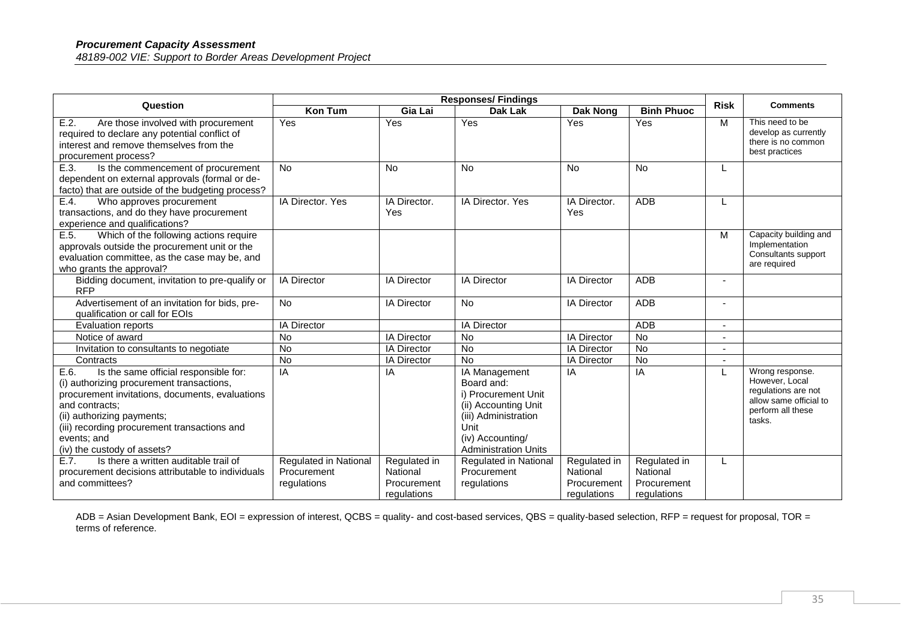| Question | Responses/ Findings | | | | | Risk | Comments |
|---|---|---|---|---|---|---|---|
| | Kon Tum | Gia Lai | Dak Lak | Dak Nong | Binh Phuoc | | |
| E.2. Are those involved with procurement required to declare any potential conflict of interest and remove themselves from the procurement process? | Yes | Yes | Yes | Yes | Yes | M | This need to be develop as currently there is no common best practices |
| E.3. Is the commencement of procurement dependent on external approvals (formal or de-facto) that are outside of the budgeting process? | No | No | No | No | No | L | |
| E.4. Who approves procurement transactions, and do they have procurement experience and qualifications? | IA Director. Yes | IA Director. Yes | IA Director. Yes | IA Director. Yes | ADB | L | |
| E.5. Which of the following actions require approvals outside the procurement unit or the evaluation committee, as the case may be, and who grants the approval? | | | | | | M | Capacity building and Implementation Consultants support are required |
| Bidding document, invitation to pre-qualify or RFP | IA Director | IA Director | IA Director | IA Director | ADB | - | |
| Advertisement of an invitation for bids, pre-qualification or call for EOIs | No | IA Director | No | IA Director | ADB | - | |
| Evaluation reports | IA Director | | IA Director | | ADB | - | |
| Notice of award | No | IA Director | No | IA Director | No | - | |
| Invitation to consultants to negotiate | No | IA Director | No | IA Director | No | - | |
| Contracts | No | IA Director | No | IA Director | No | - | |
| E.6. Is the same official responsible for: (i) authorizing procurement transactions, procurement invitations, documents, evaluations and contracts; (ii) authorizing payments; (iii) recording procurement transactions and events; and (iv) the custody of assets? | IA | IA | IA Management Board and: i) Procurement Unit (ii) Accounting Unit (iii) Administration Unit (iv) Accounting/ Administration Units | IA | IA | L | Wrong response. However, Local regulations are not allow same official to perform all these tasks. |
| E.7. Is there a written auditable trail of procurement decisions attributable to individuals and committees? | Regulated in National Procurement regulations | Regulated in National Procurement regulations | Regulated in National Procurement regulations | Regulated in National Procurement regulations | Regulated in National Procurement regulations | L | |

ADB = Asian Development Bank, EOI = expression of interest, QCBS = quality- and cost-based services, QBS = quality-based selection, RFP = request for proposal, TOR = terms of reference.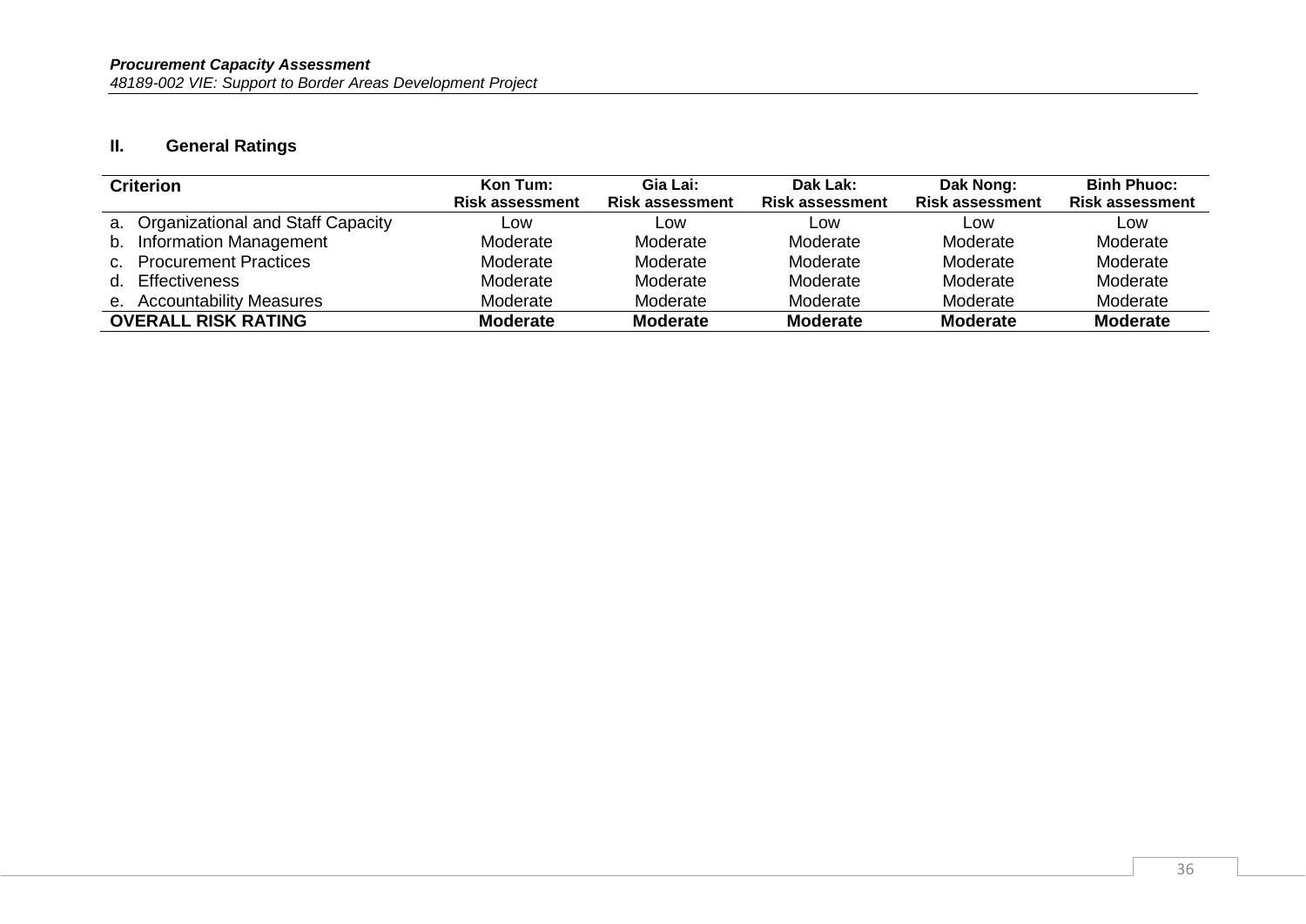## II. General Ratings

| Criterion | Kon Tum: Risk assessment | Gia Lai: Risk assessment | Dak Lak: Risk assessment | Dak Nong: Risk assessment | Binh Phuoc: Risk assessment |
|---|---|---|---|---|---|
| a. Organizational and Staff Capacity | Low | Low | Low | Low | Low |
| b. Information Management | Moderate | Moderate | Moderate | Moderate | Moderate |
| c. Procurement Practices | Moderate | Moderate | Moderate | Moderate | Moderate |
| d. Effectiveness | Moderate | Moderate | Moderate | Moderate | Moderate |
| e. Accountability Measures | Moderate | Moderate | Moderate | Moderate | Moderate |
| **OVERALL RISK RATING** | **Moderate** | **Moderate** | **Moderate** | **Moderate** | **Moderate** |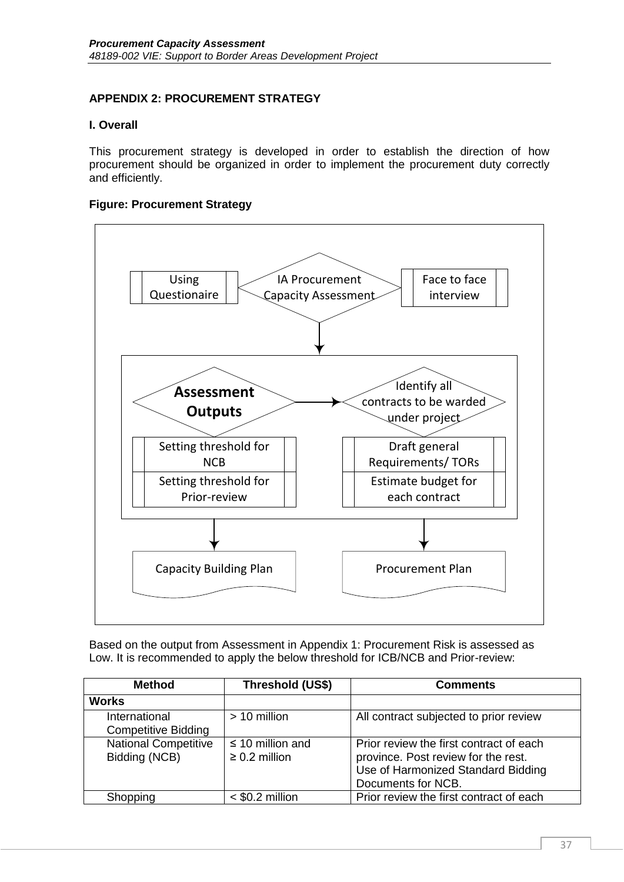## APPENDIX 2: PROCUREMENT STRATEGY

### I. Overall

This procurement strategy is developed in order to establish the direction of how procurement should be organized in order to implement the procurement duty correctly and efficiently.

**Figure: Procurement Strategy**

Using Questionaire | IA Procurement Capacity Assessment | Face to face interview

Assessment Outputs → Identify all contracts to be warded under project

Setting threshold for NCB

Setting threshold for Prior-review

Draft general Requirements/ TORs

Estimate budget for each contract

Capacity Building Plan

Procurement Plan

Based on the output from Assessment in Appendix 1: Procurement Risk is assessed as Low. It is recommended to apply the below threshold for ICB/NCB and Prior-review:

| Method | Threshold (US$) | Comments |
|---|---|---|
| **Works** | | |
| International Competitive Bidding | > 10 million | All contract subjected to prior review |
| National Competitive Bidding (NCB) | ≤ 10 million and ≥ 0.2 million | Prior review the first contract of each province. Post review for the rest. Use of Harmonized Standard Bidding Documents for NCB. |
| Shopping | < $0.2 million | Prior review the first contract of each |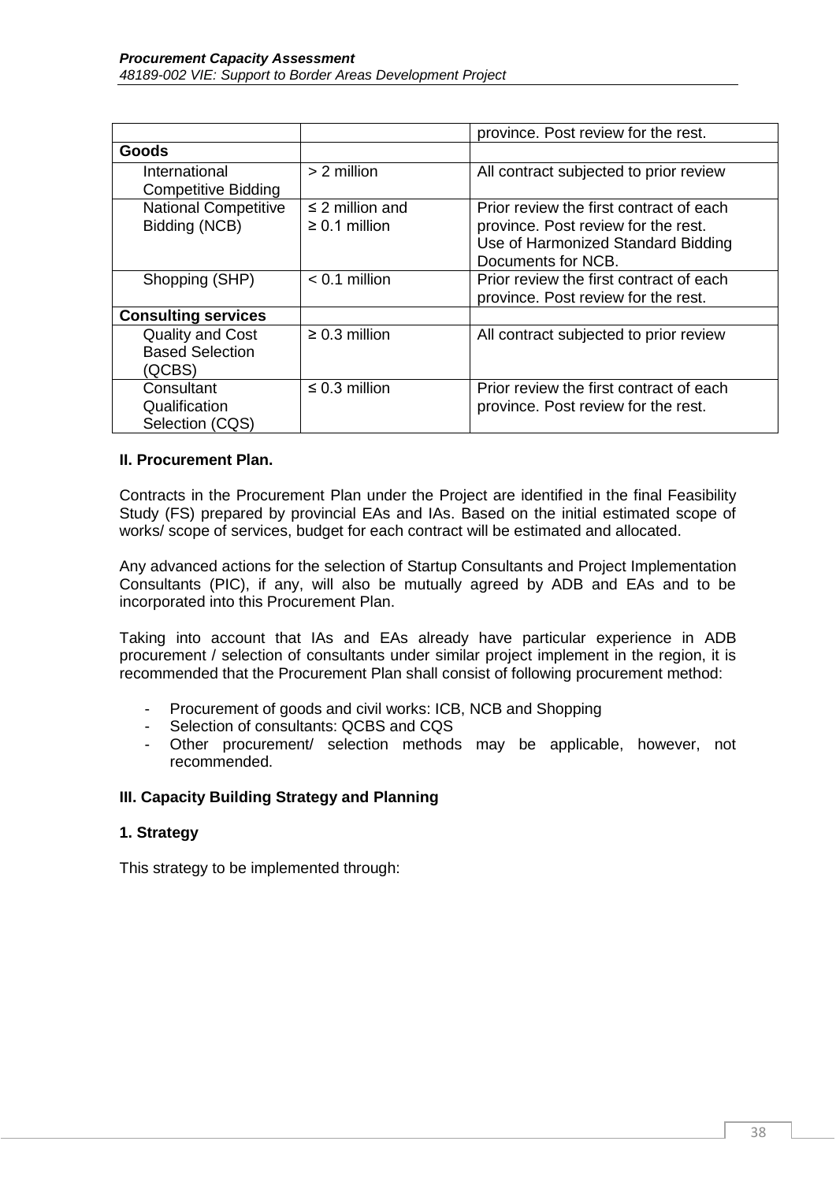| | | province. Post review for the rest. |
|---|---|---|
| **Goods** | | |
| International Competitive Bidding | > 2 million | All contract subjected to prior review |
| National Competitive Bidding (NCB) | ≤ 2 million and ≥ 0.1 million | Prior review the first contract of each province. Post review for the rest. Use of Harmonized Standard Bidding Documents for NCB. |
| Shopping (SHP) | < 0.1 million | Prior review the first contract of each province. Post review for the rest. |
| **Consulting services** | | |
| Quality and Cost Based Selection (QCBS) | ≥ 0.3 million | All contract subjected to prior review |
| Consultant Qualification Selection (CQS) | ≤ 0.3 million | Prior review the first contract of each province. Post review for the rest. |

### II. Procurement Plan.

Contracts in the Procurement Plan under the Project are identified in the final Feasibility Study (FS) prepared by provincial EAs and IAs. Based on the initial estimated scope of works/ scope of services, budget for each contract will be estimated and allocated.

Any advanced actions for the selection of Startup Consultants and Project Implementation Consultants (PIC), if any, will also be mutually agreed by ADB and EAs and to be incorporated into this Procurement Plan.

Taking into account that IAs and EAs already have particular experience in ADB procurement / selection of consultants under similar project implement in the region, it is recommended that the Procurement Plan shall consist of following procurement method:

- Procurement of goods and civil works: ICB, NCB and Shopping
- Selection of consultants: QCBS and CQS
- Other procurement/ selection methods may be applicable, however, not recommended.

### III. Capacity Building Strategy and Planning

#### 1. Strategy

This strategy to be implemented through: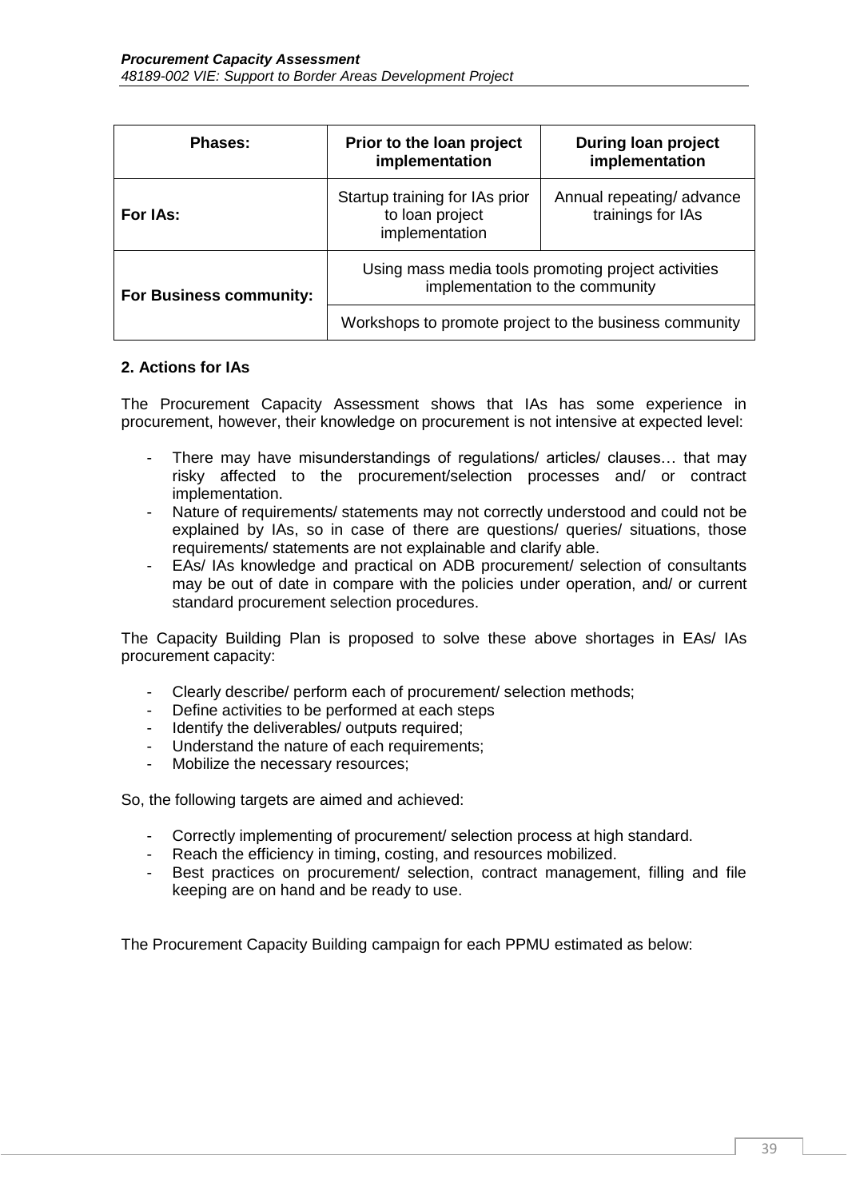| Phases: | Prior to the loan project implementation | During loan project implementation |
|---|---|---|
| For IAs: | Startup training for IAs prior to loan project implementation | Annual repeating/ advance trainings for IAs |
| For Business community: | Using mass media tools promoting project activities implementation to the community | |
| | Workshops to promote project to the business community | |

### 2. Actions for IAs

The Procurement Capacity Assessment shows that IAs has some experience in procurement, however, their knowledge on procurement is not intensive at expected level:

- There may have misunderstandings of regulations/ articles/ clauses… that may risky affected to the procurement/selection processes and/ or contract implementation.
- Nature of requirements/ statements may not correctly understood and could not be explained by IAs, so in case of there are questions/ queries/ situations, those requirements/ statements are not explainable and clarify able.
- EAs/ IAs knowledge and practical on ADB procurement/ selection of consultants may be out of date in compare with the policies under operation, and/ or current standard procurement selection procedures.

The Capacity Building Plan is proposed to solve these above shortages in EAs/ IAs procurement capacity:

- Clearly describe/ perform each of procurement/ selection methods;
- Define activities to be performed at each steps
- Identify the deliverables/ outputs required;
- Understand the nature of each requirements;
- Mobilize the necessary resources;

So, the following targets are aimed and achieved:

- Correctly implementing of procurement/ selection process at high standard.
- Reach the efficiency in timing, costing, and resources mobilized.
- Best practices on procurement/ selection, contract management, filling and file keeping are on hand and be ready to use.

The Procurement Capacity Building campaign for each PPMU estimated as below: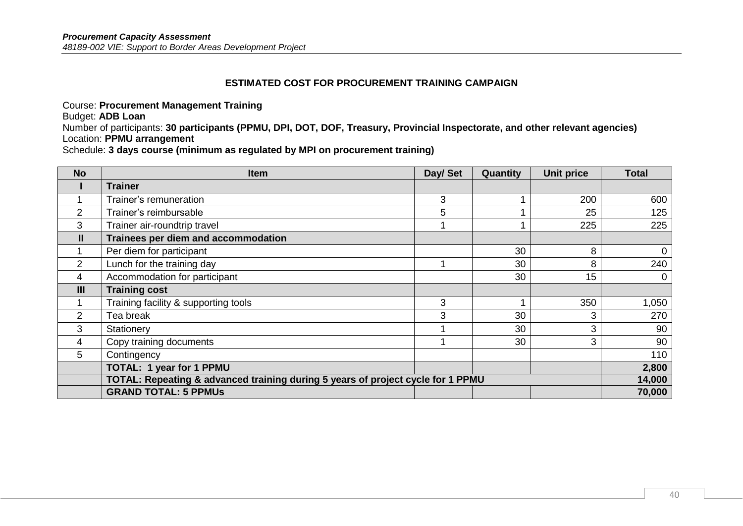## ESTIMATED COST FOR PROCUREMENT TRAINING CAMPAIGN

Course: **Procurement Management Training**
Budget: **ADB Loan**
Number of participants: **30 participants (PPMU, DPI, DOT, DOF, Treasury, Provincial Inspectorate, and other relevant agencies)**
Location: **PPMU arrangement**
Schedule: **3 days course (minimum as regulated by MPI on procurement training)**

| No | Item | Day/ Set | Quantity | Unit price | Total |
|---|---|---|---|---|---|
| **I** | **Trainer** | | | | |
| 1 | Trainer's remuneration | 3 | 1 | 200 | 600 |
| 2 | Trainer's reimbursable | 5 | 1 | 25 | 125 |
| 3 | Trainer air-roundtrip travel | 1 | 1 | 225 | 225 |
| **II** | **Trainees per diem and accommodation** | | | | |
| 1 | Per diem for participant | | 30 | 8 | 0 |
| 2 | Lunch for the training day | 1 | 30 | 8 | 240 |
| 4 | Accommodation for participant | | 30 | 15 | 0 |
| **III** | **Training cost** | | | | |
| 1 | Training facility & supporting tools | 3 | 1 | 350 | 1,050 |
| 2 | Tea break | 3 | 30 | 3 | 270 |
| 3 | Stationery | 1 | 30 | 3 | 90 |
| 4 | Copy training documents | 1 | 30 | 3 | 90 |
| 5 | Contingency | | | | 110 |
| | **TOTAL: 1 year for 1 PPMU** | | | | **2,800** |
| | **TOTAL: Repeating & advanced training during 5 years of project cycle for 1 PPMU** | | | | **14,000** |
| | **GRAND TOTAL: 5 PPMUs** | | | | **70,000** |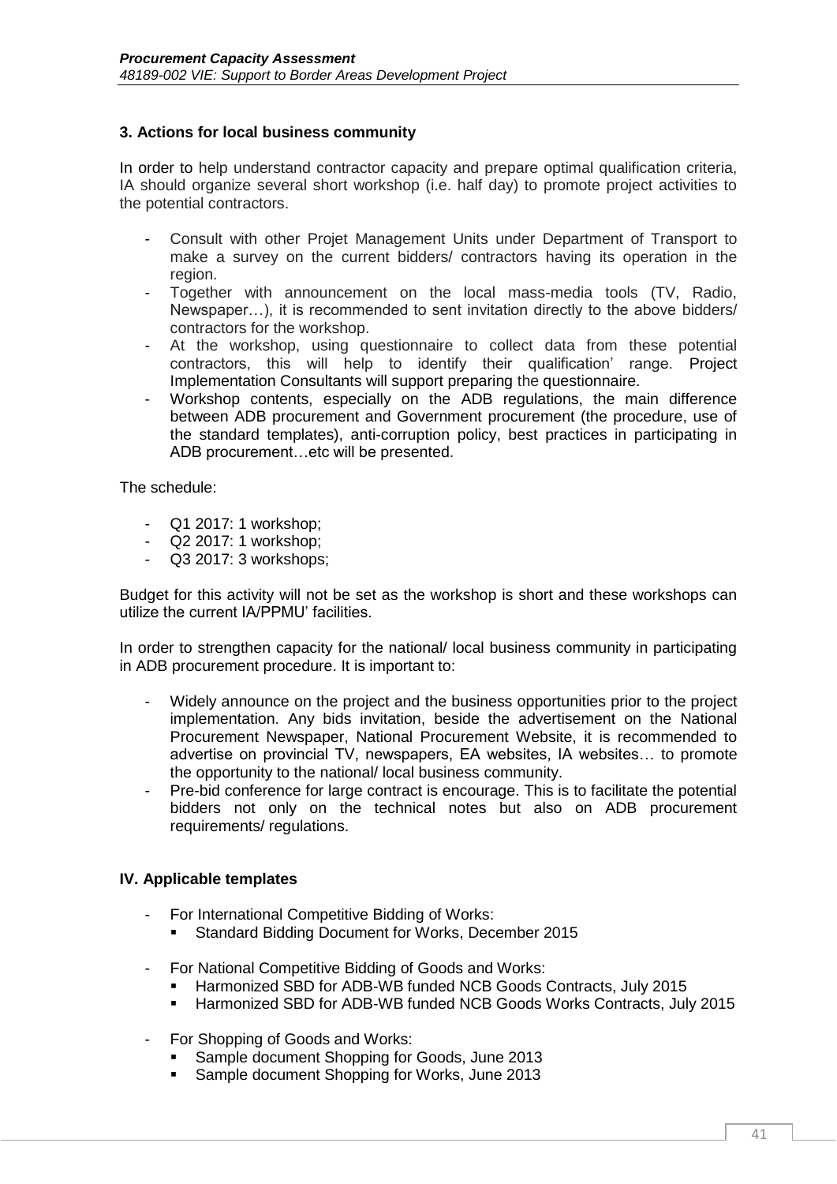### 3. Actions for local business community

In order to help understand contractor capacity and prepare optimal qualification criteria, IA should organize several short workshop (i.e. half day) to promote project activities to the potential contractors.

- Consult with other Projet Management Units under Department of Transport to make a survey on the current bidders/ contractors having its operation in the region.
- Together with announcement on the local mass-media tools (TV, Radio, Newspaper…), it is recommended to sent invitation directly to the above bidders/ contractors for the workshop.
- At the workshop, using questionnaire to collect data from these potential contractors, this will help to identify their qualification' range. Project Implementation Consultants will support preparing the questionnaire.
- Workshop contents, especially on the ADB regulations, the main difference between ADB procurement and Government procurement (the procedure, use of the standard templates), anti-corruption policy, best practices in participating in ADB procurement…etc will be presented.

The schedule:

- Q1 2017: 1 workshop;
- Q2 2017: 1 workshop;
- Q3 2017: 3 workshops;

Budget for this activity will not be set as the workshop is short and these workshops can utilize the current IA/PPMU' facilities.

In order to strengthen capacity for the national/ local business community in participating in ADB procurement procedure. It is important to:

- Widely announce on the project and the business opportunities prior to the project implementation. Any bids invitation, beside the advertisement on the National Procurement Newspaper, National Procurement Website, it is recommended to advertise on provincial TV, newspapers, EA websites, IA websites… to promote the opportunity to the national/ local business community.
- Pre-bid conference for large contract is encourage. This is to facilitate the potential bidders not only on the technical notes but also on ADB procurement requirements/ regulations.

## IV. Applicable templates

- For International Competitive Bidding of Works:
  - Standard Bidding Document for Works, December 2015
- For National Competitive Bidding of Goods and Works:
  - Harmonized SBD for ADB-WB funded NCB Goods Contracts, July 2015
  - Harmonized SBD for ADB-WB funded NCB Goods Works Contracts, July 2015
- For Shopping of Goods and Works:
  - Sample document Shopping for Goods, June 2013
  - Sample document Shopping for Works, June 2013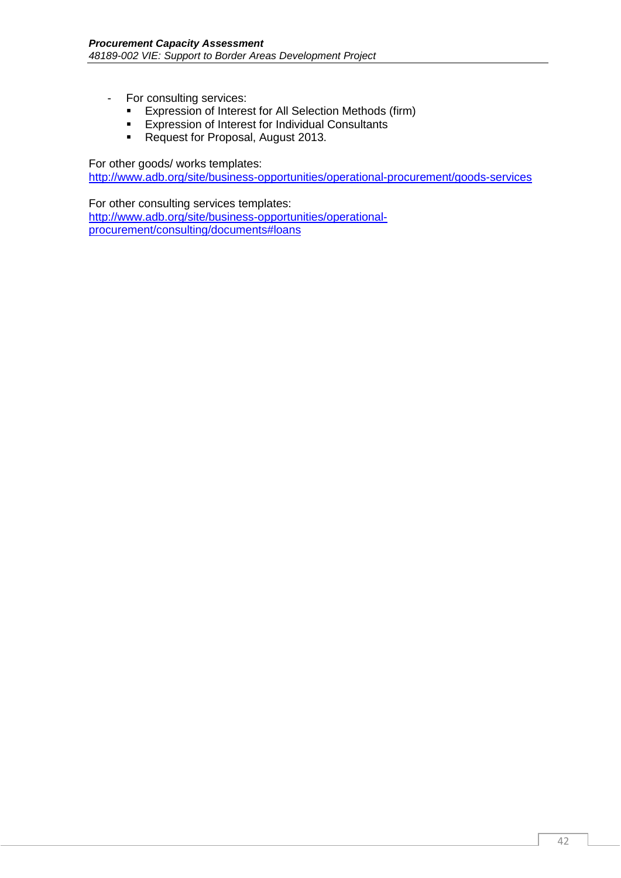- For consulting services:
  - Expression of Interest for All Selection Methods (firm)
  - Expression of Interest for Individual Consultants
  - Request for Proposal, August 2013.

For other goods/ works templates:
http://www.adb.org/site/business-opportunities/operational-procurement/goods-services

For other consulting services templates:
http://www.adb.org/site/business-opportunities/operational-procurement/consulting/documents#loans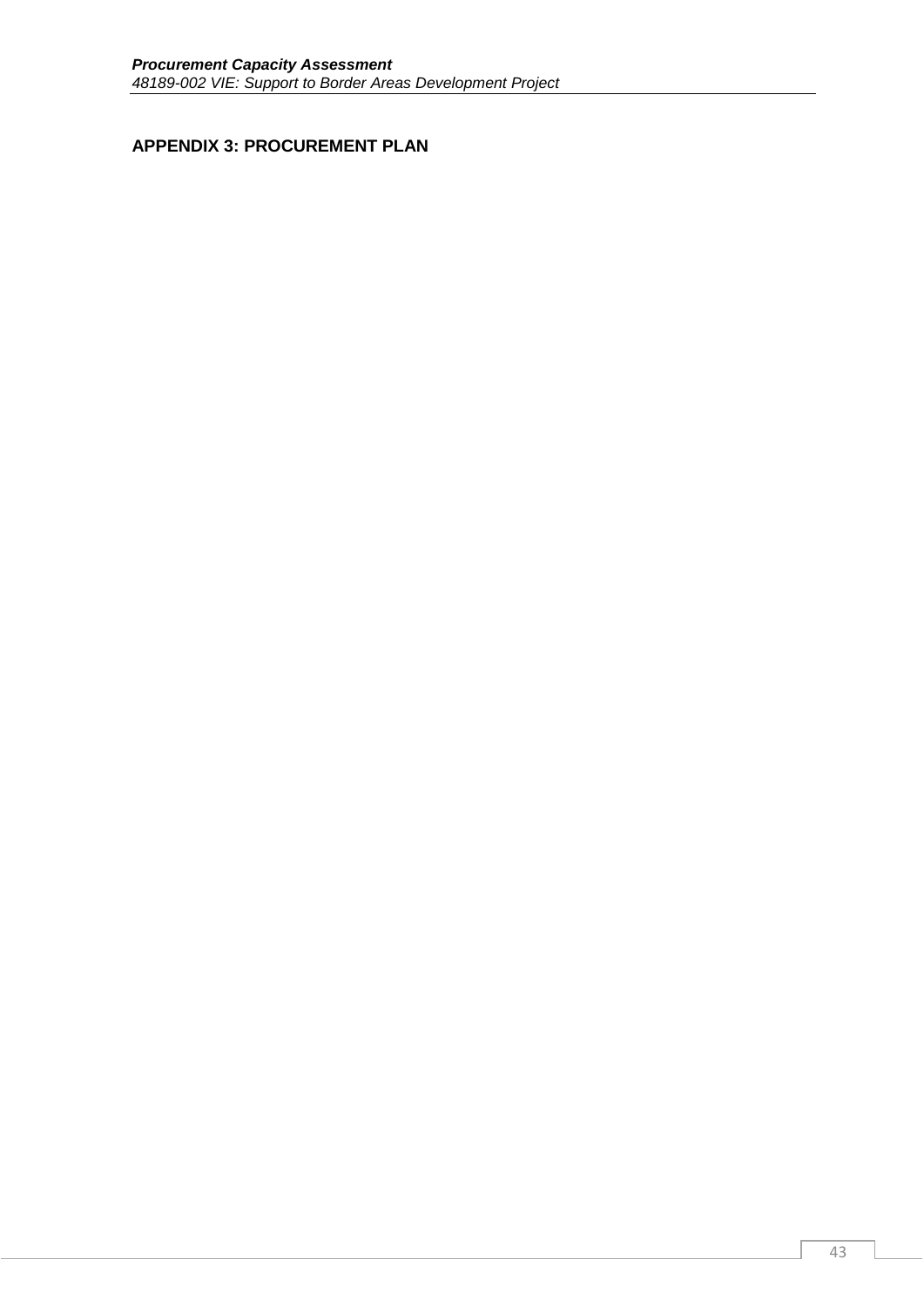## APPENDIX 3: PROCUREMENT PLAN